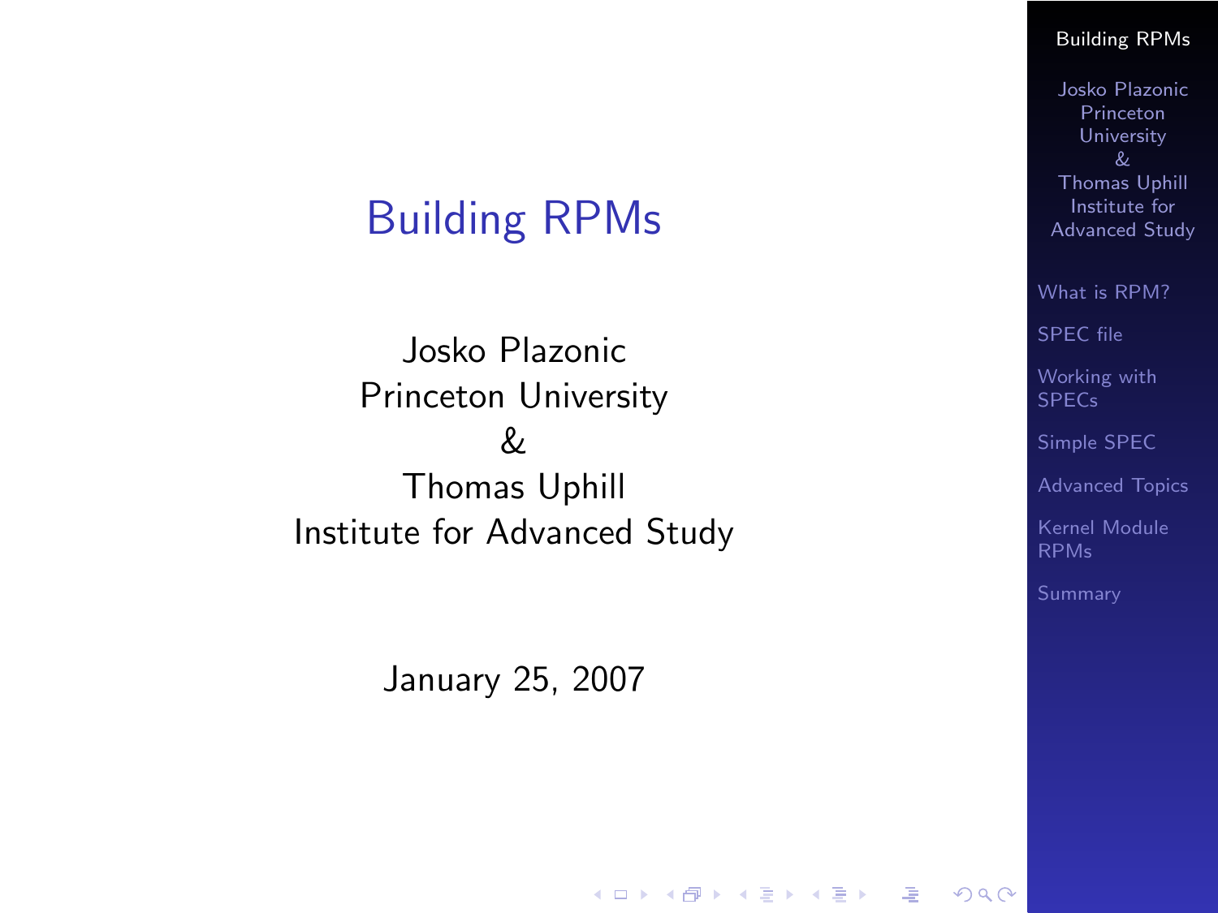# Building RPMs

Josko Plazonic
Princeton University
&
Thomas Uphill
Institute for Advanced Study

January 25, 2007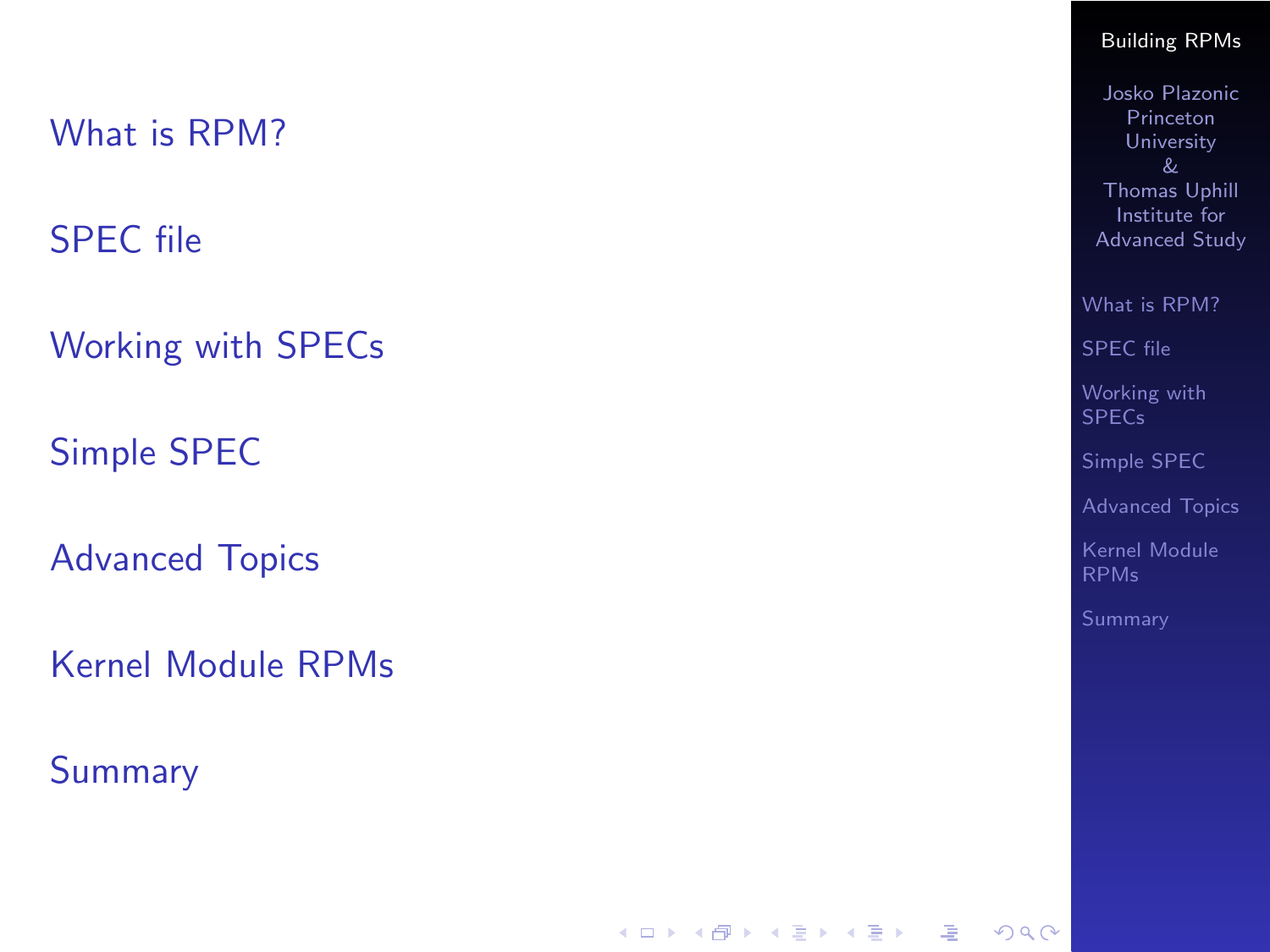- What is RPM?
- SPEC file
- Working with SPECs
- Simple SPEC
- Advanced Topics
- Kernel Module RPMs
- Summary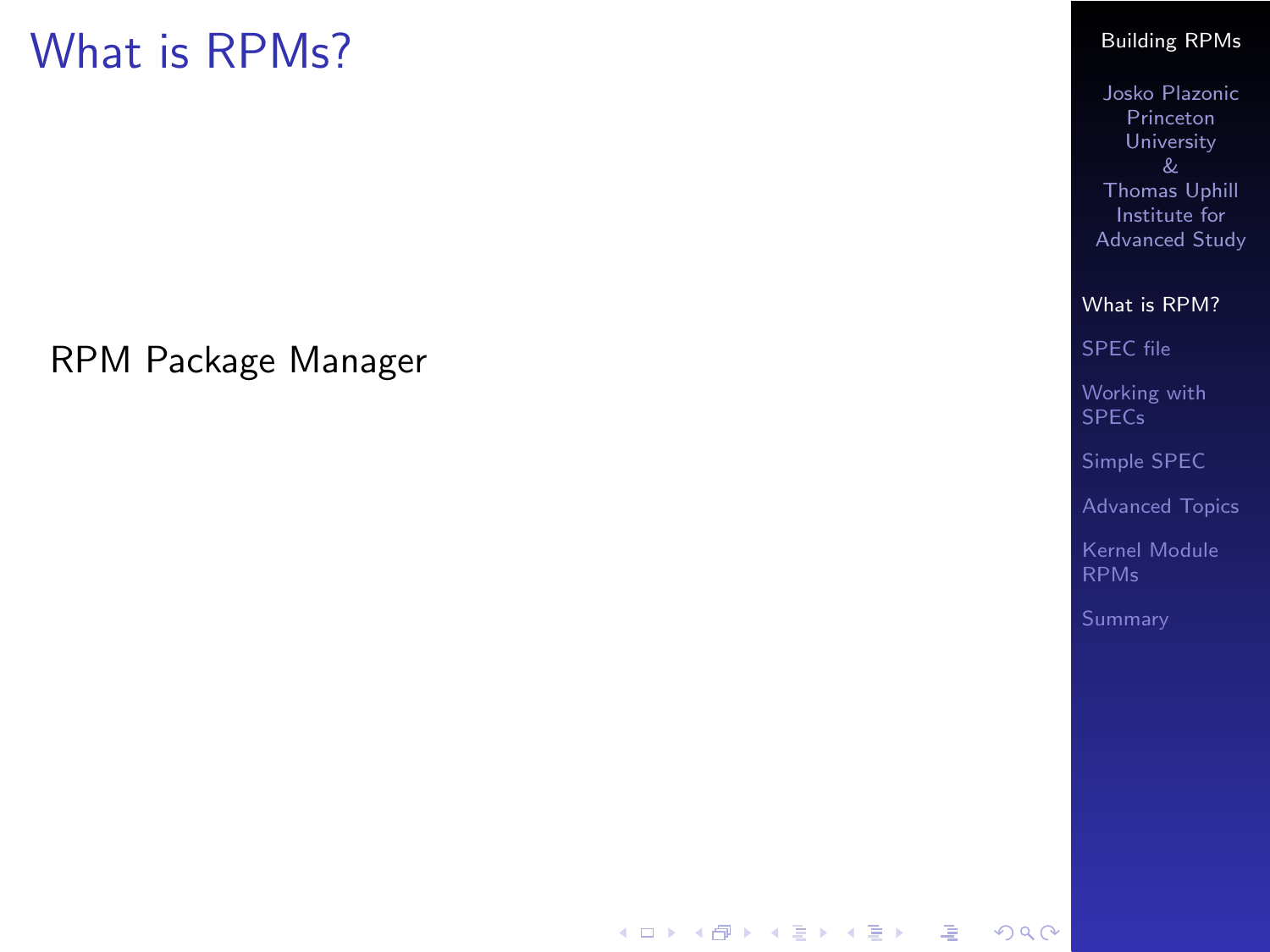# What is RPMs?

RPM Package Manager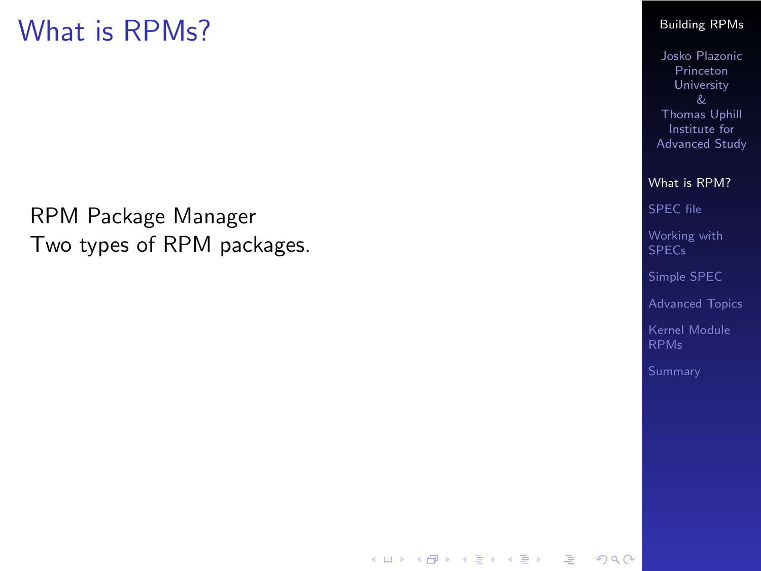# What is RPMs?

RPM Package Manager
Two types of RPM packages.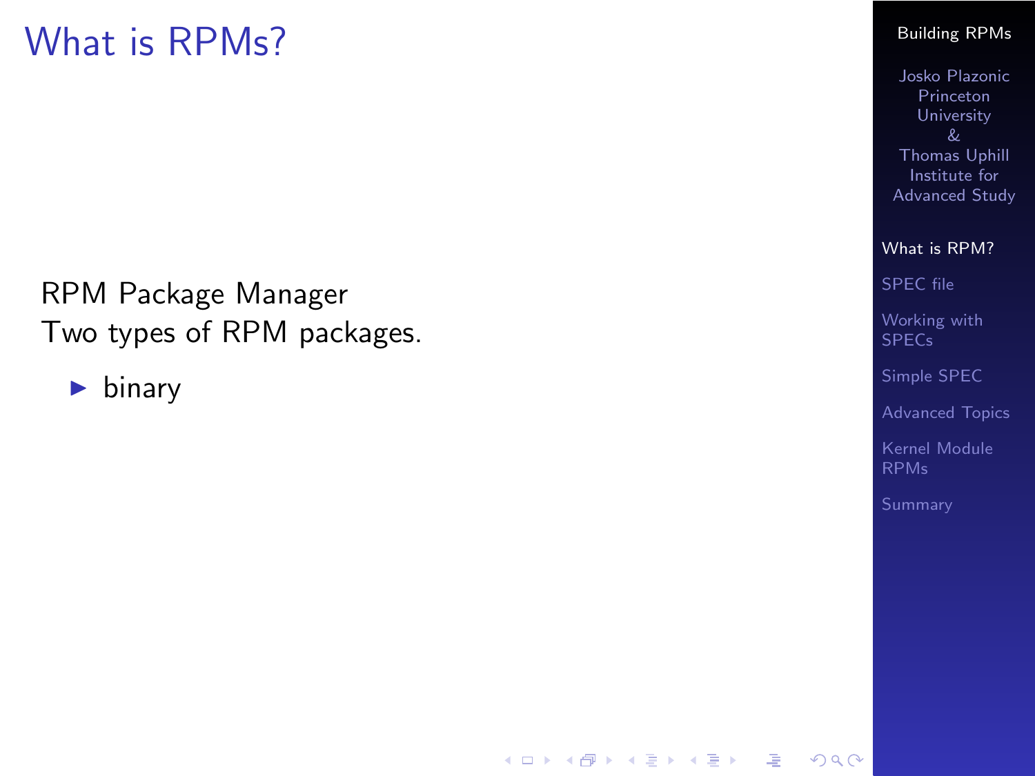# What is RPMs?

RPM Package Manager
Two types of RPM packages.

- binary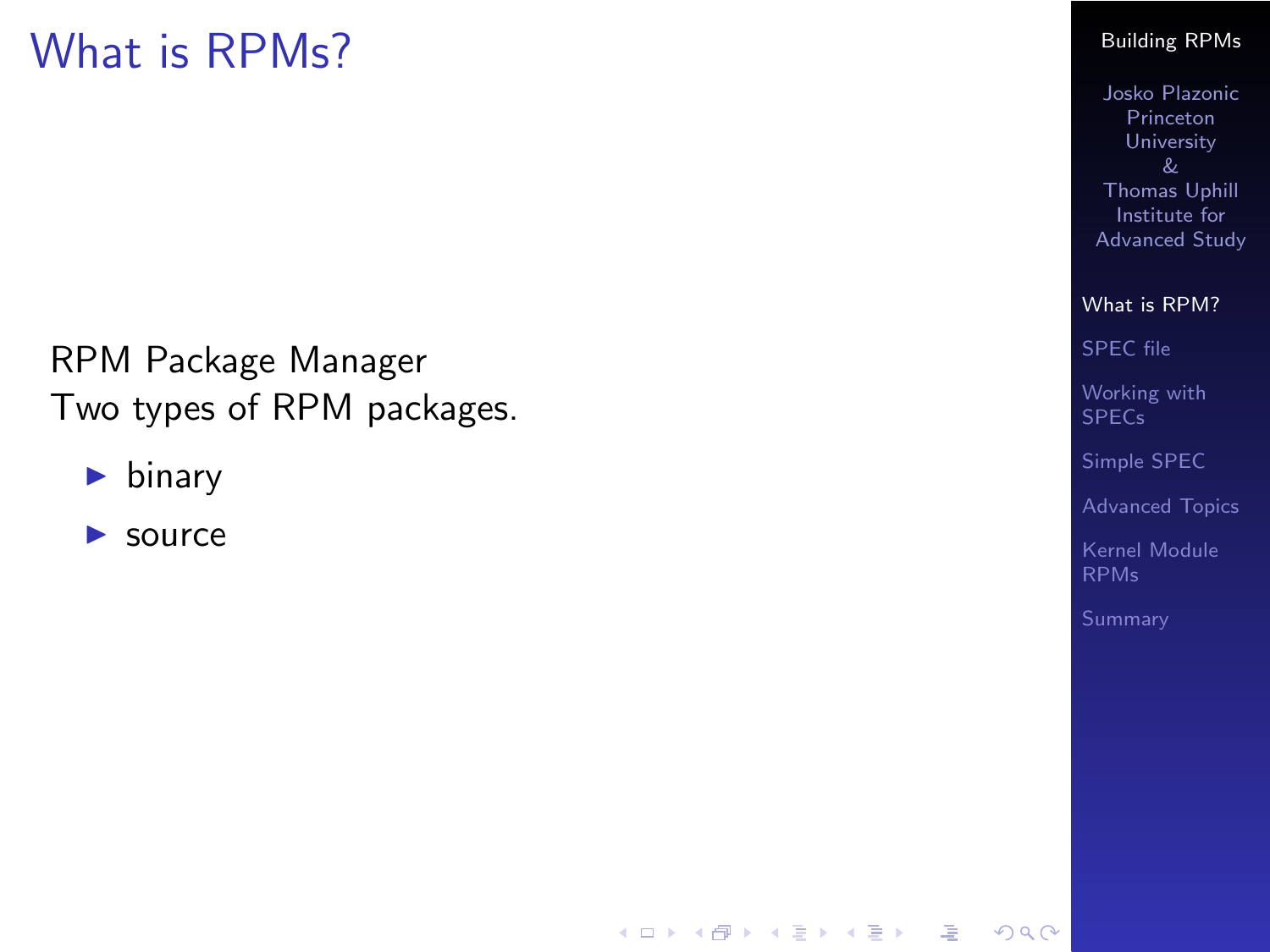# What is RPMs?

RPM Package Manager
Two types of RPM packages.

- binary
- source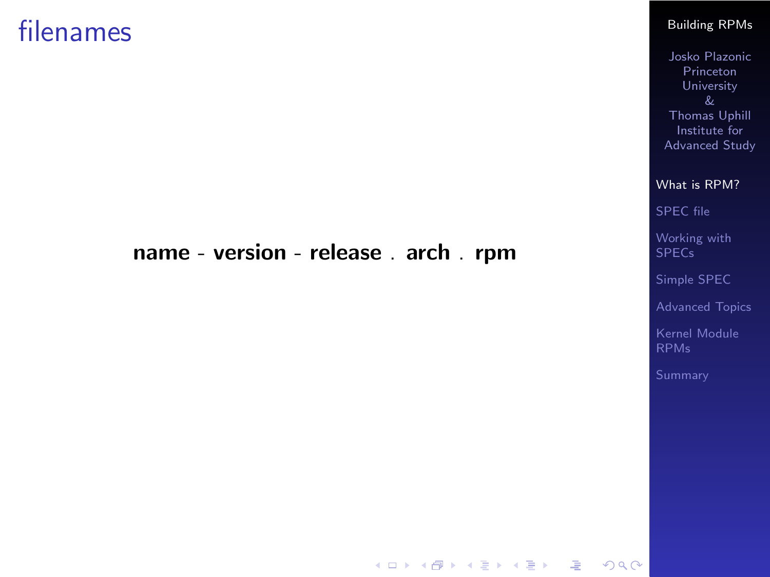# filenames

**name** - **version** - **release** . **arch** . **rpm**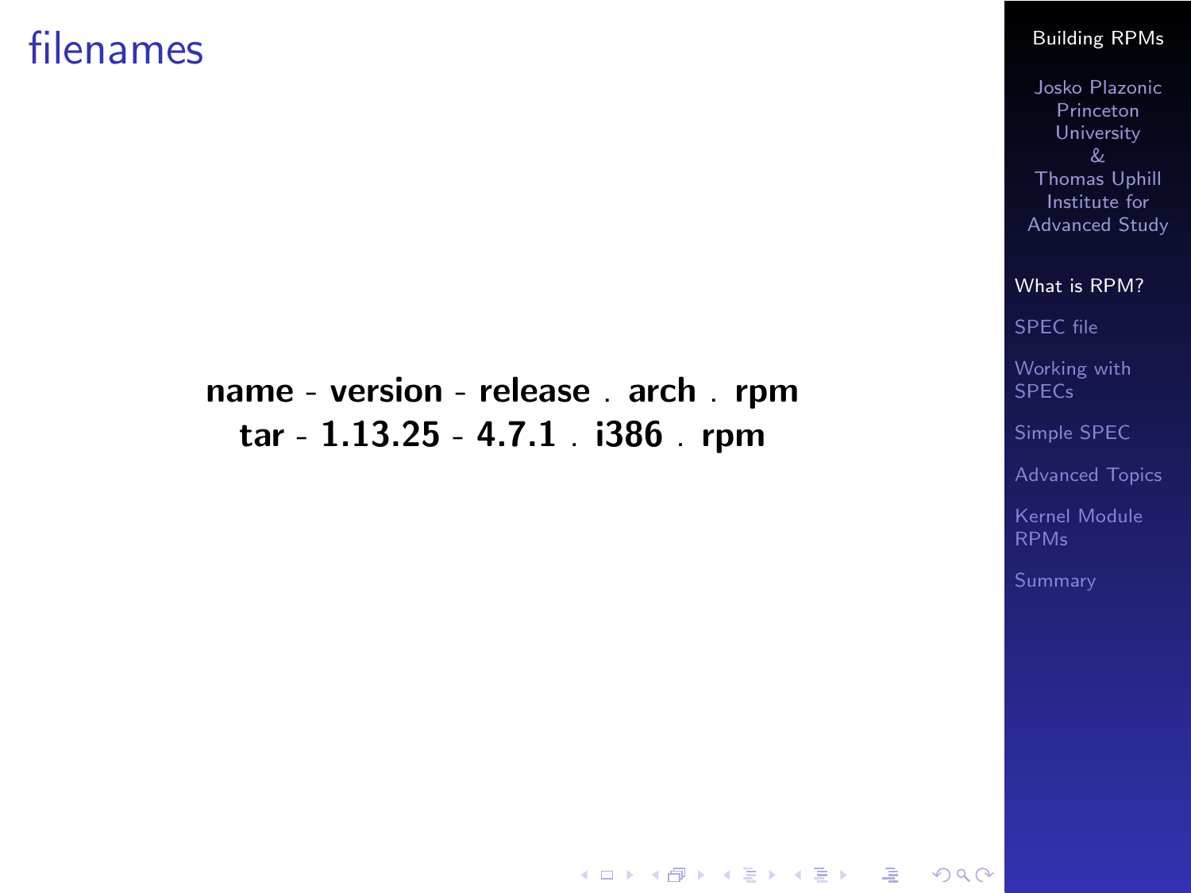# filenames

**name** - **version** - **release** . **arch** . **rpm**
**tar** - **1.13.25** - **4.7.1** . **i386** . **rpm**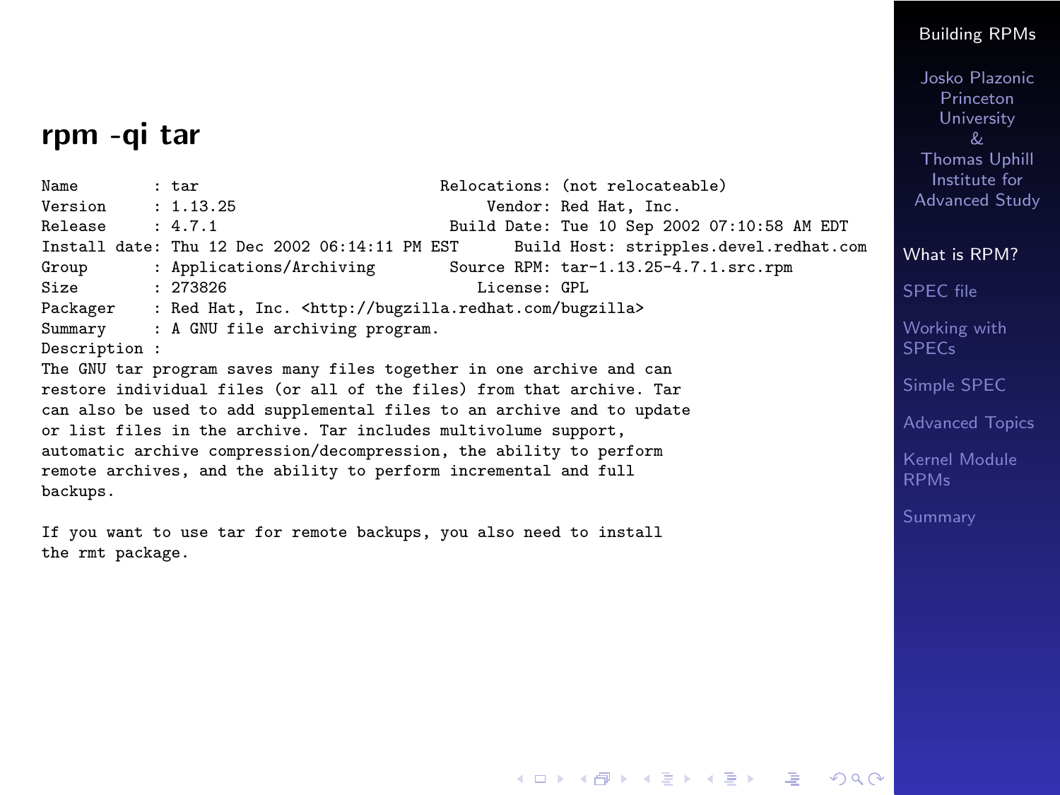## rpm -qi tar

```
Name        : tar                          Relocations: (not relocateable)
Version     : 1.13.25                           Vendor: Red Hat, Inc.
Release     : 4.7.1                         Build Date: Tue 10 Sep 2002 07:10:58 AM EDT
Install date: Thu 12 Dec 2002 06:14:11 PM EST      Build Host: stripples.devel.redhat.com
Group       : Applications/Archiving        Source RPM: tar-1.13.25-4.7.1.src.rpm
Size        : 273826                           License: GPL
Packager    : Red Hat, Inc. <http://bugzilla.redhat.com/bugzilla>
Summary     : A GNU file archiving program.
Description :
The GNU tar program saves many files together in one archive and can
restore individual files (or all of the files) from that archive. Tar
can also be used to add supplemental files to an archive and to update
or list files in the archive. Tar includes multivolume support,
automatic archive compression/decompression, the ability to perform
remote archives, and the ability to perform incremental and full
backups.

If you want to use tar for remote backups, you also need to install
the rmt package.
```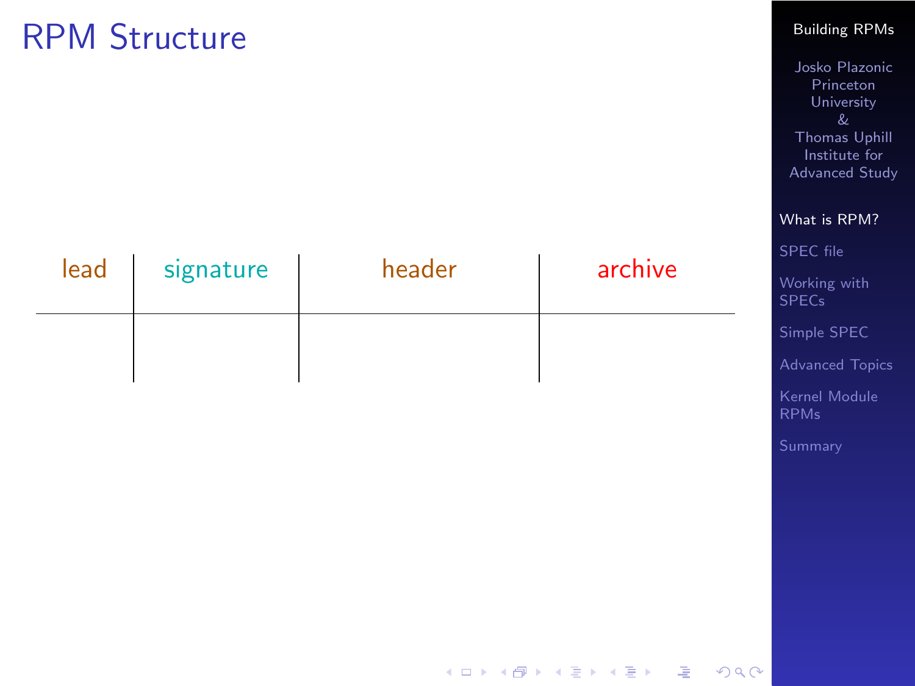# RPM Structure

| lead | signature | header | archive |
| --- | --- | --- | --- |
| | | | |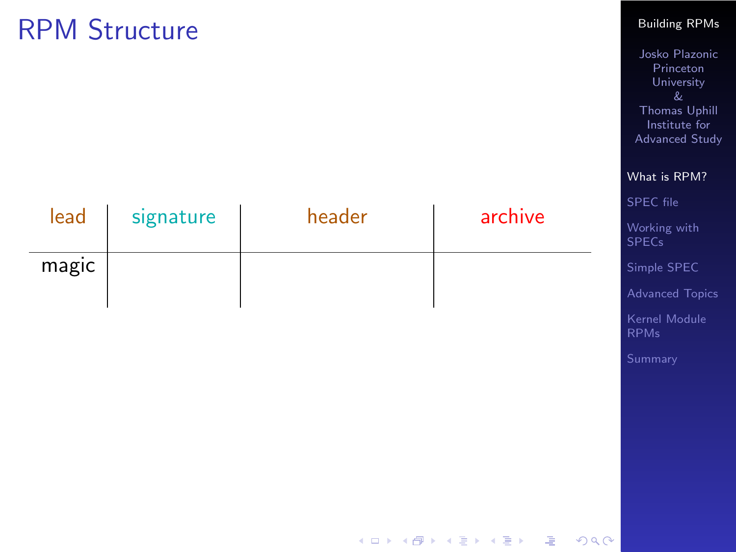# RPM Structure

| lead | signature | header | archive |
|---|---|---|---|
| magic | | | |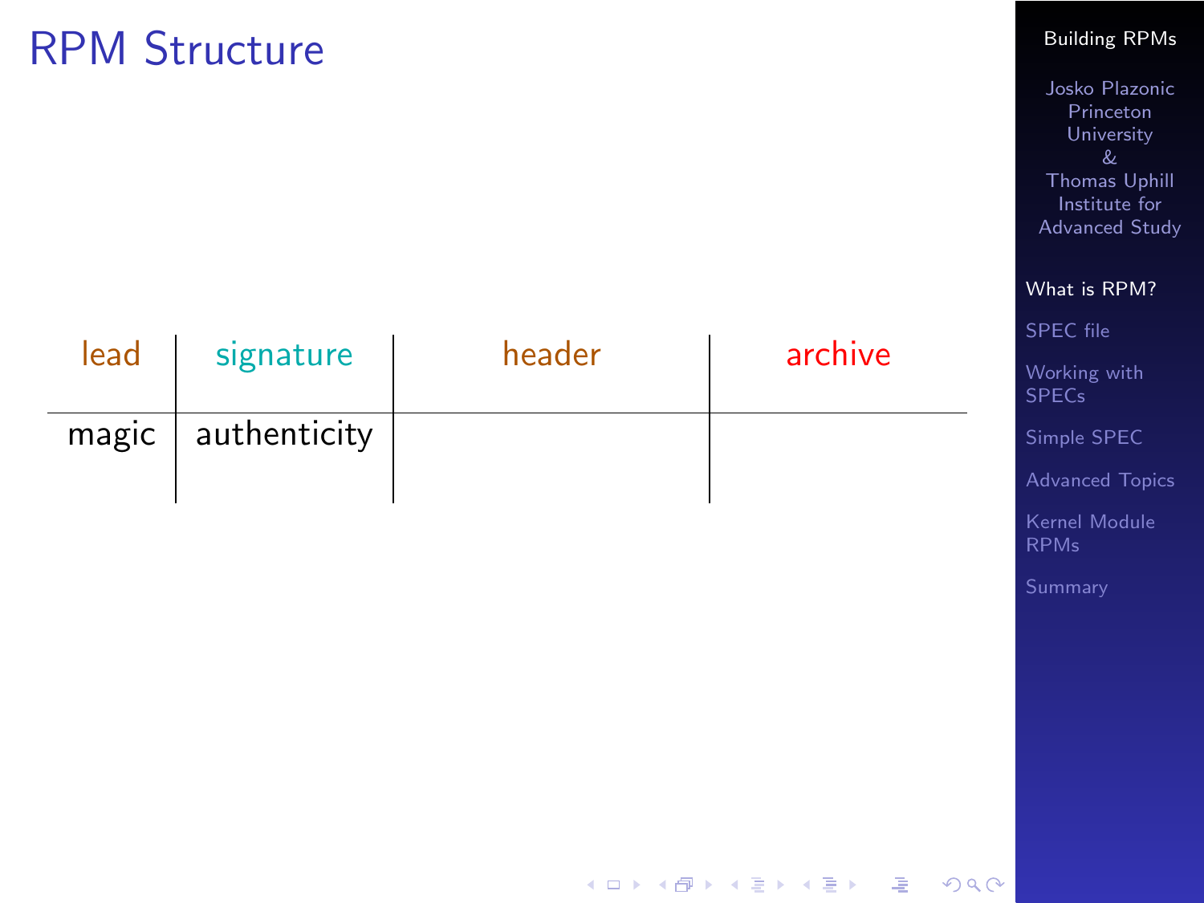# RPM Structure

| lead | signature | header | archive |
|---|---|---|---|
| magic | authenticity | | |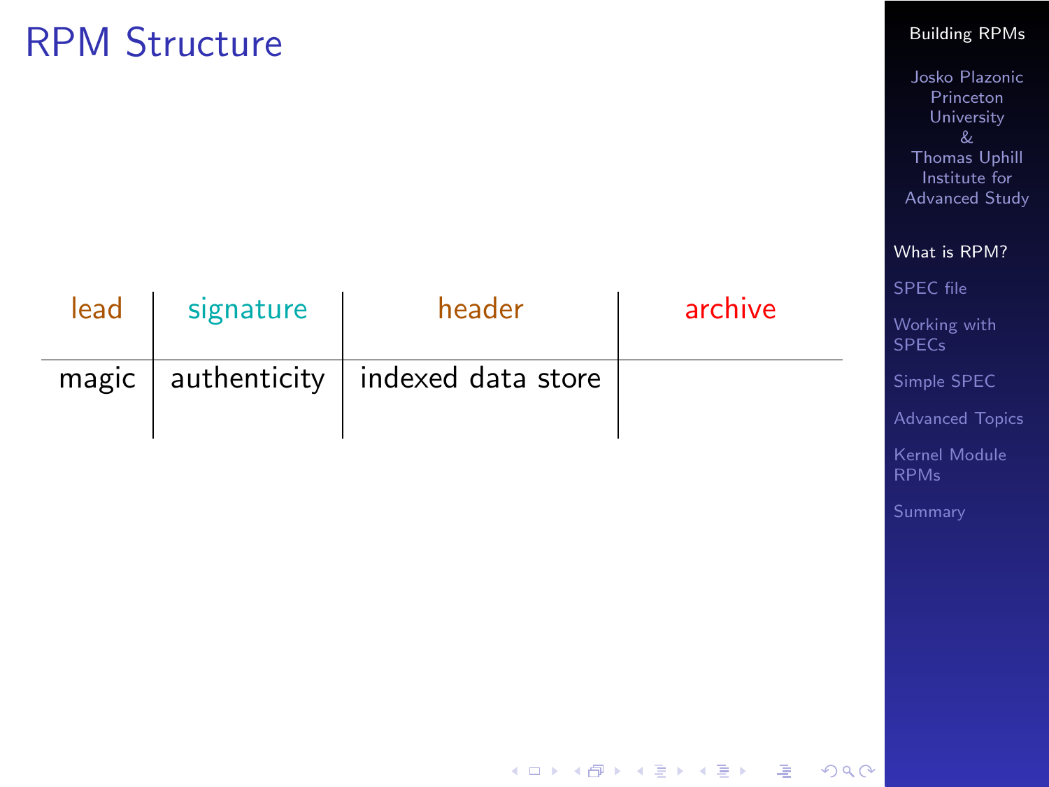# RPM Structure

| lead | signature | header | archive |
|---|---|---|---|
| magic | authenticity | indexed data store | |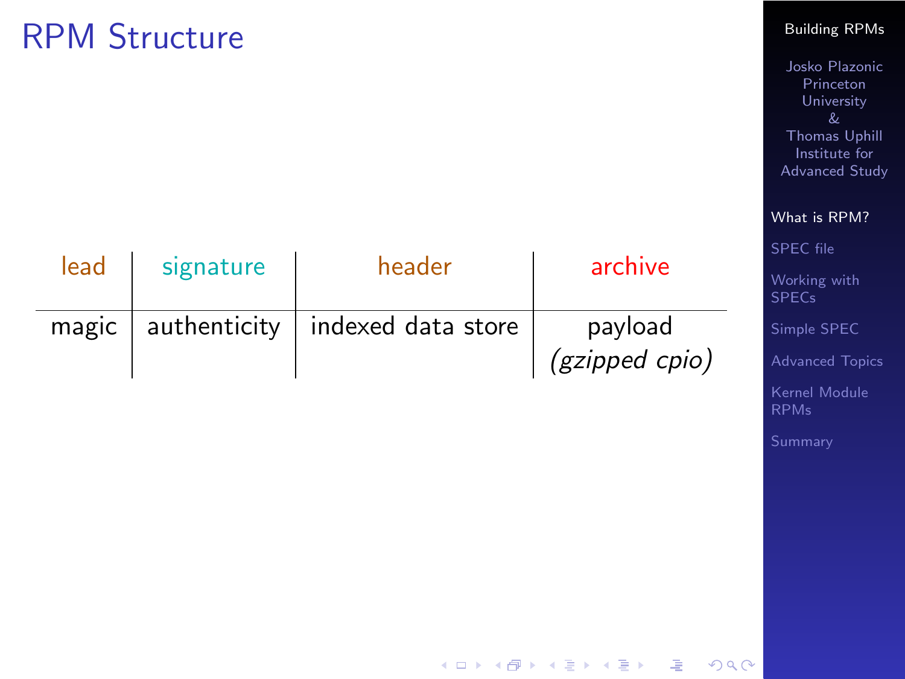# RPM Structure

| lead | signature | header | archive |
|---|---|---|---|
| magic | authenticity | indexed data store | payload *(gzipped cpio)* |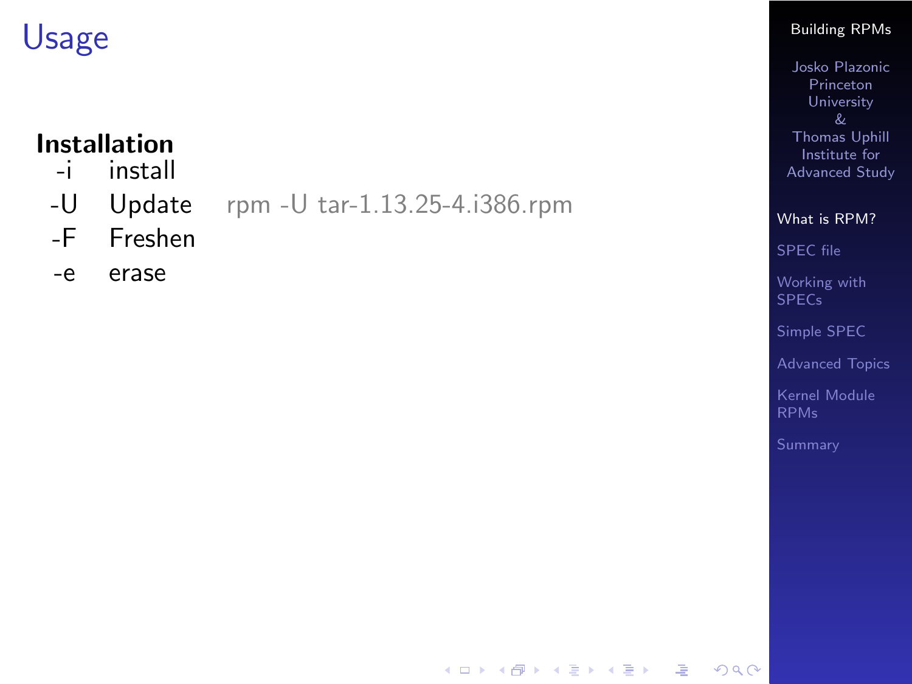# Usage

**Installation**

| | | |
|---|---|---|
| -i | install | |
| -U | Update | rpm -U tar-1.13.25-4.i386.rpm |
| -F | Freshen | |
| -e | erase | |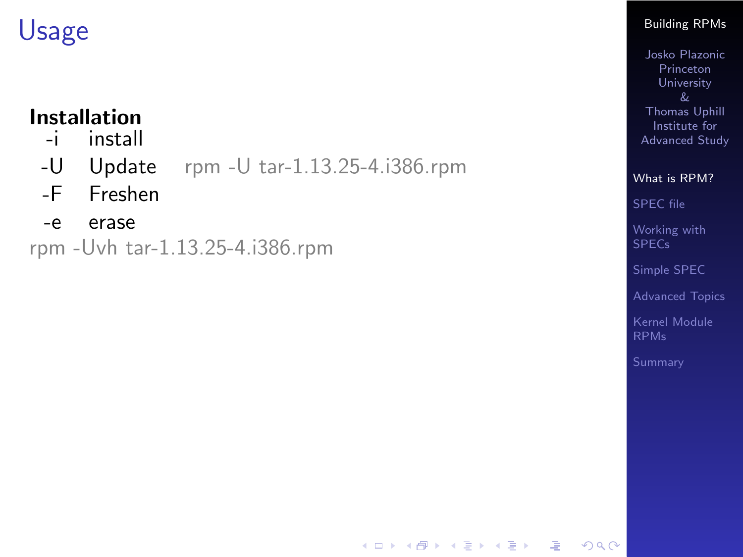# Usage

**Installation**

| | | |
|---|---|---|
| -i | install | |
| -U | Update | rpm -U tar-1.13.25-4.i386.rpm |
| -F | Freshen | |
| -e | erase | |

rpm -Uvh tar-1.13.25-4.i386.rpm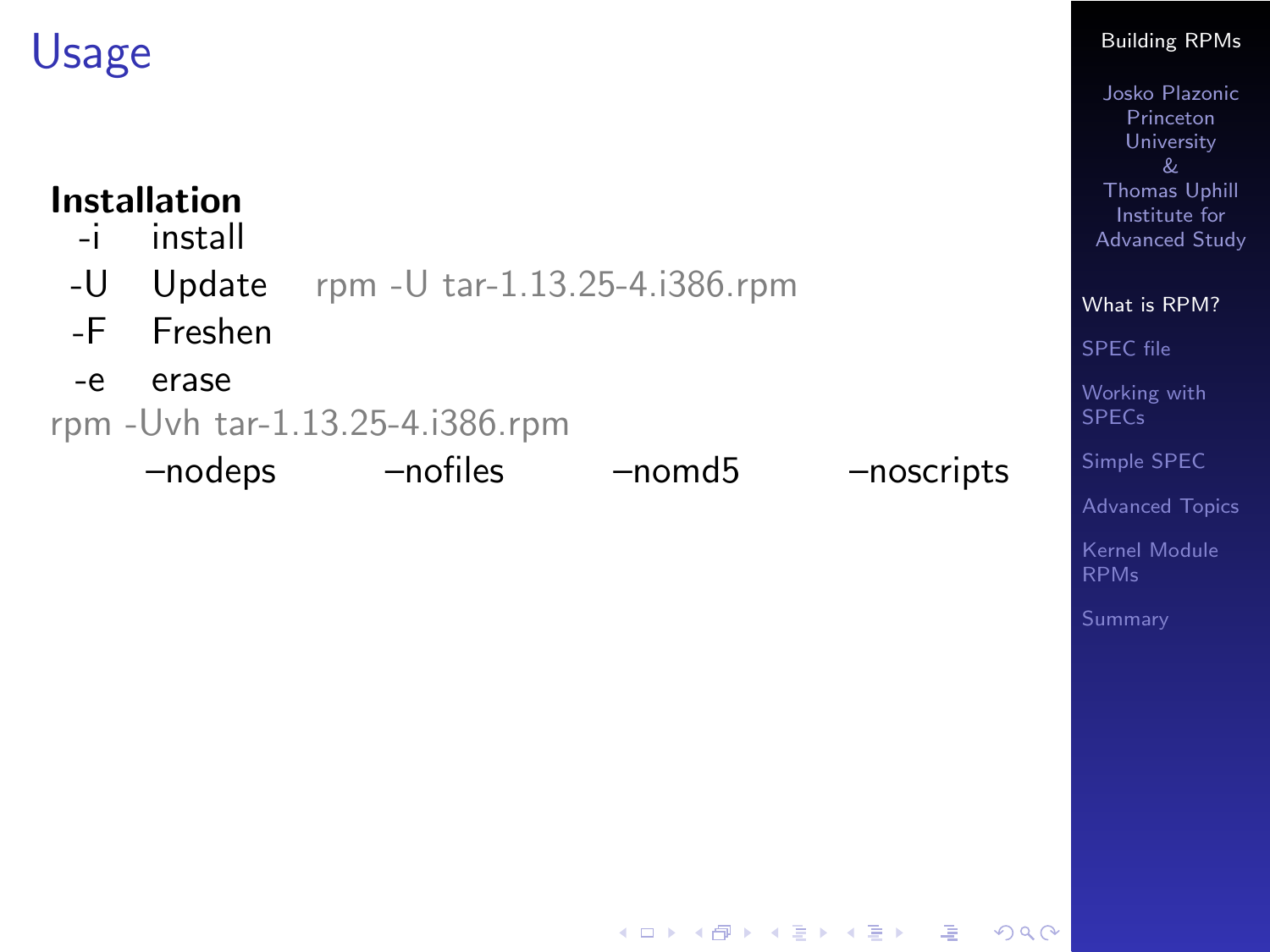# Usage

**Installation**

| | | |
|---|---|---|
| -i | install | |
| -U | Update | rpm -U tar-1.13.25-4.i386.rpm |
| -F | Freshen | |
| -e | erase | |

rpm -Uvh tar-1.13.25-4.i386.rpm

–nodeps –nofiles –nomd5 –noscripts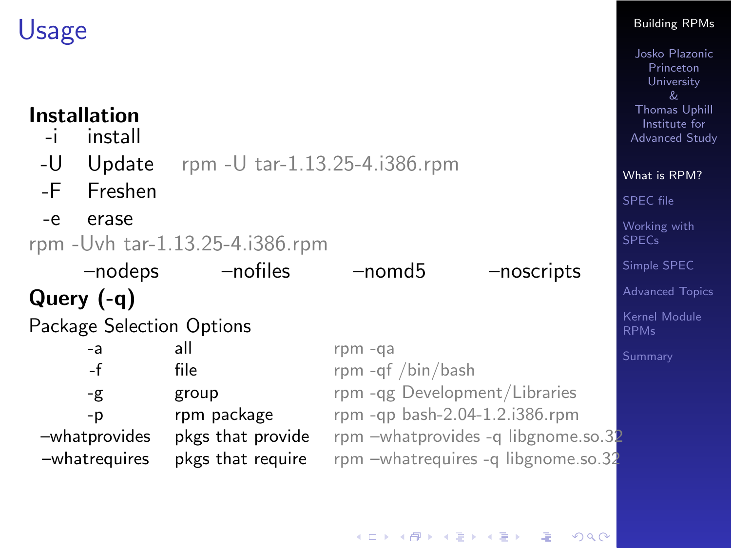# Usage

**Installation**

| | | |
|---|---|---|
| -i | install | |
| -U | Update | rpm -U tar-1.13.25-4.i386.rpm |
| -F | Freshen | |
| -e | erase | |

rpm -Uvh tar-1.13.25-4.i386.rpm

–nodeps –nofiles –nomd5 –noscripts

**Query (-q)**

Package Selection Options

| | | |
|---|---|---|
| -a | all | rpm -qa |
| -f | file | rpm -qf /bin/bash |
| -g | group | rpm -qg Development/Libraries |
| -p | rpm package | rpm -qp bash-2.04-1.2.i386.rpm |
| –whatprovides | pkgs that provide | rpm –whatprovides -q libgnome.so.32 |
| –whatrequires | pkgs that require | rpm –whatrequires -q libgnome.so.32 |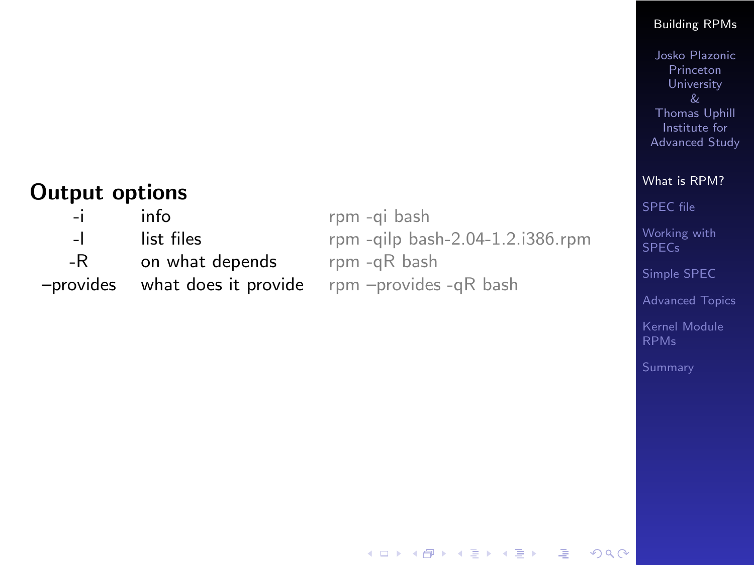## Output options

| | | |
|---|---|---|
| -i | info | rpm -qi bash |
| -l | list files | rpm -qilp bash-2.04-1.2.i386.rpm |
| -R | on what depends | rpm -qR bash |
| –provides | what does it provide | rpm –provides -qR bash |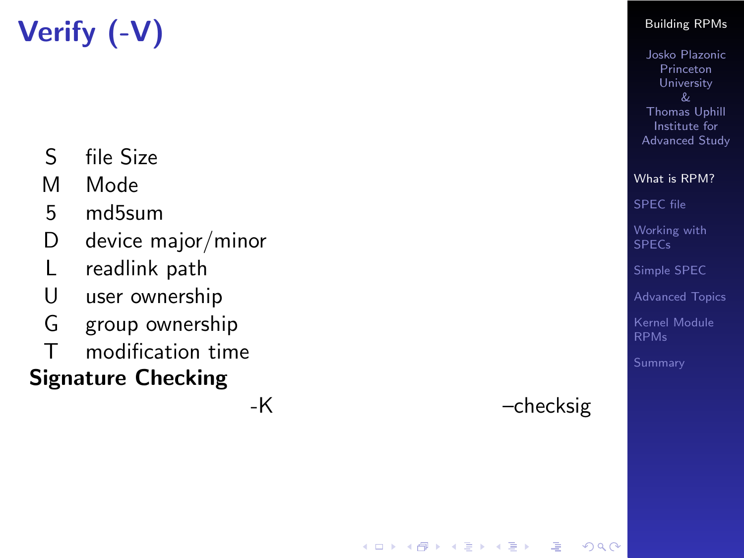# Verify (-V)

| | |
|---|---|
| S | file Size |
| M | Mode |
| 5 | md5sum |
| D | device major/minor |
| L | readlink path |
| U | user ownership |
| G | group ownership |
| T | modification time |

**Signature Checking**

| | |
|---|---|
| -K | –checksig |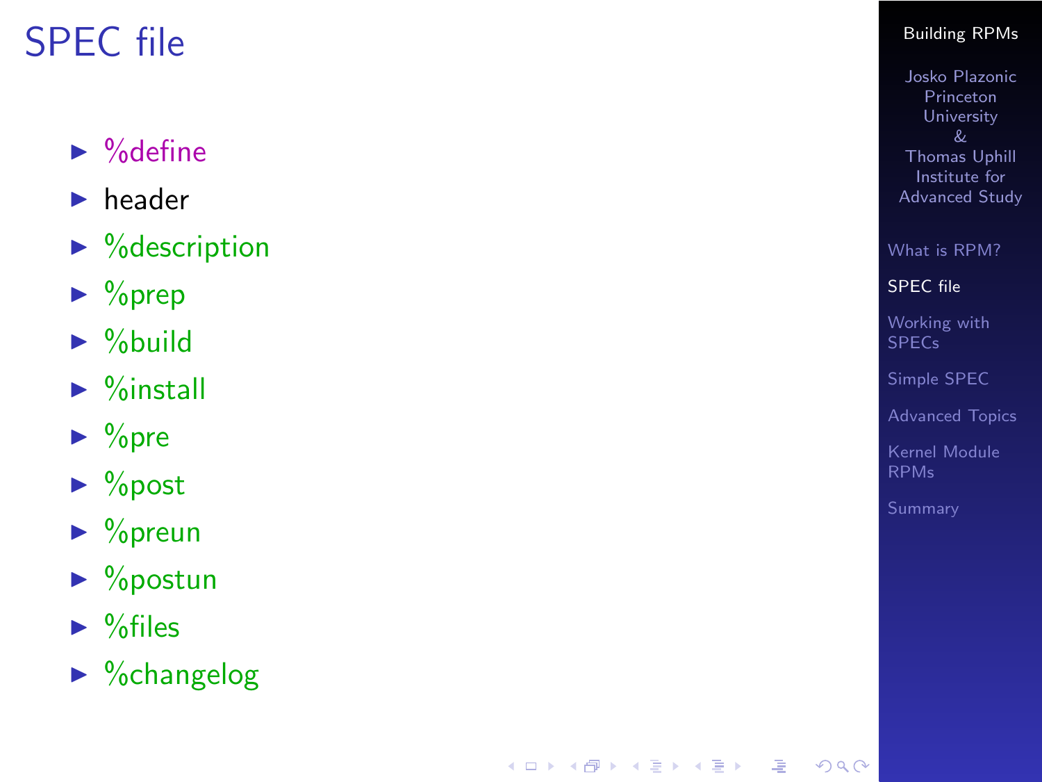# SPEC file

- %define
- header
- %description
- %prep
- %build
- %install
- %pre
- %post
- %preun
- %postun
- %files
- %changelog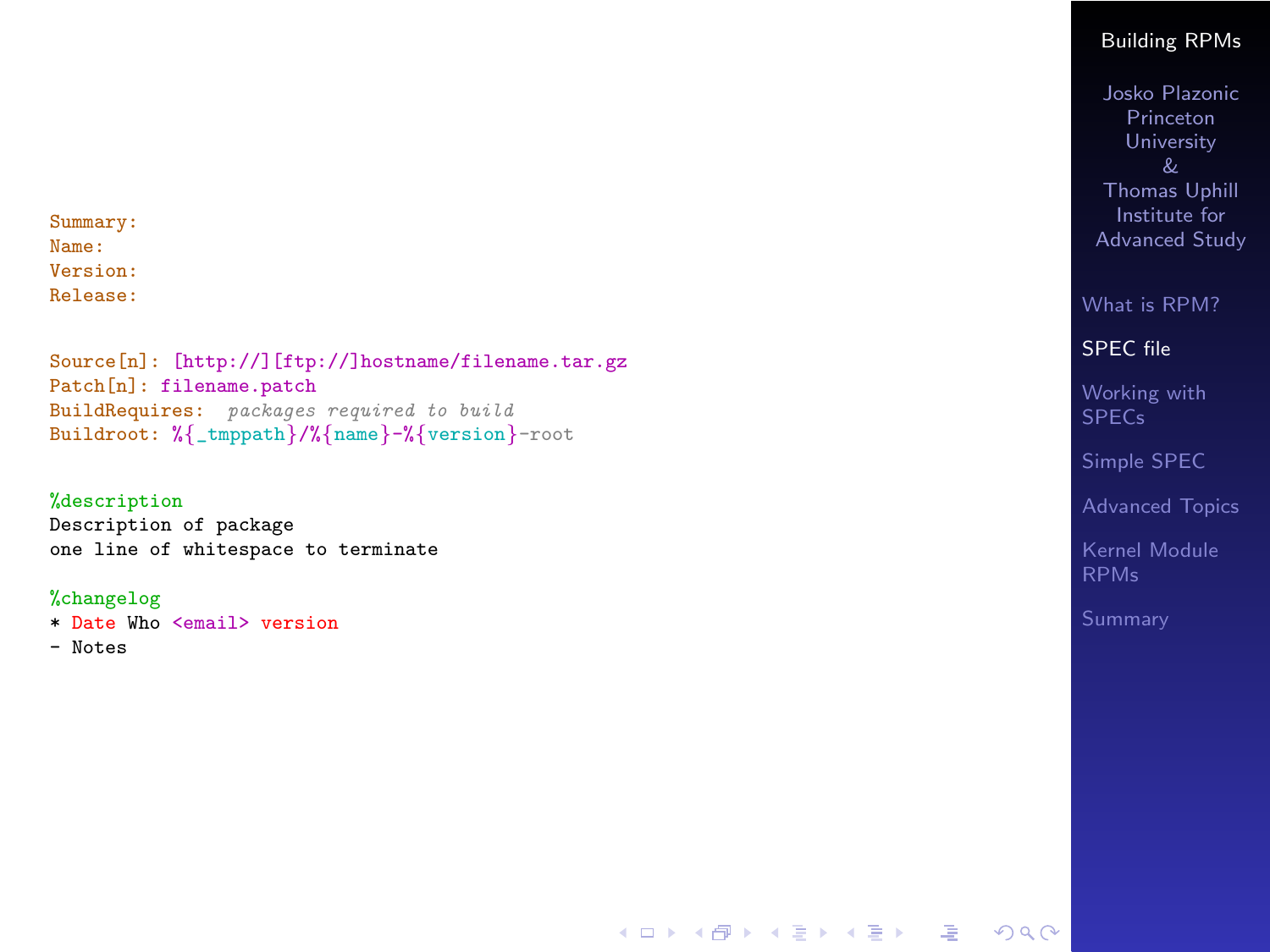```
Summary:
Name:
Version:
Release:


Source[n]: [http://][ftp://]hostname/filename.tar.gz
Patch[n]: filename.patch
BuildRequires:  packages required to build
Buildroot: %{_tmppath}/%{name}-%{version}-root


%description
Description of package
one line of whitespace to terminate

%changelog
* Date Who <email> version
- Notes
```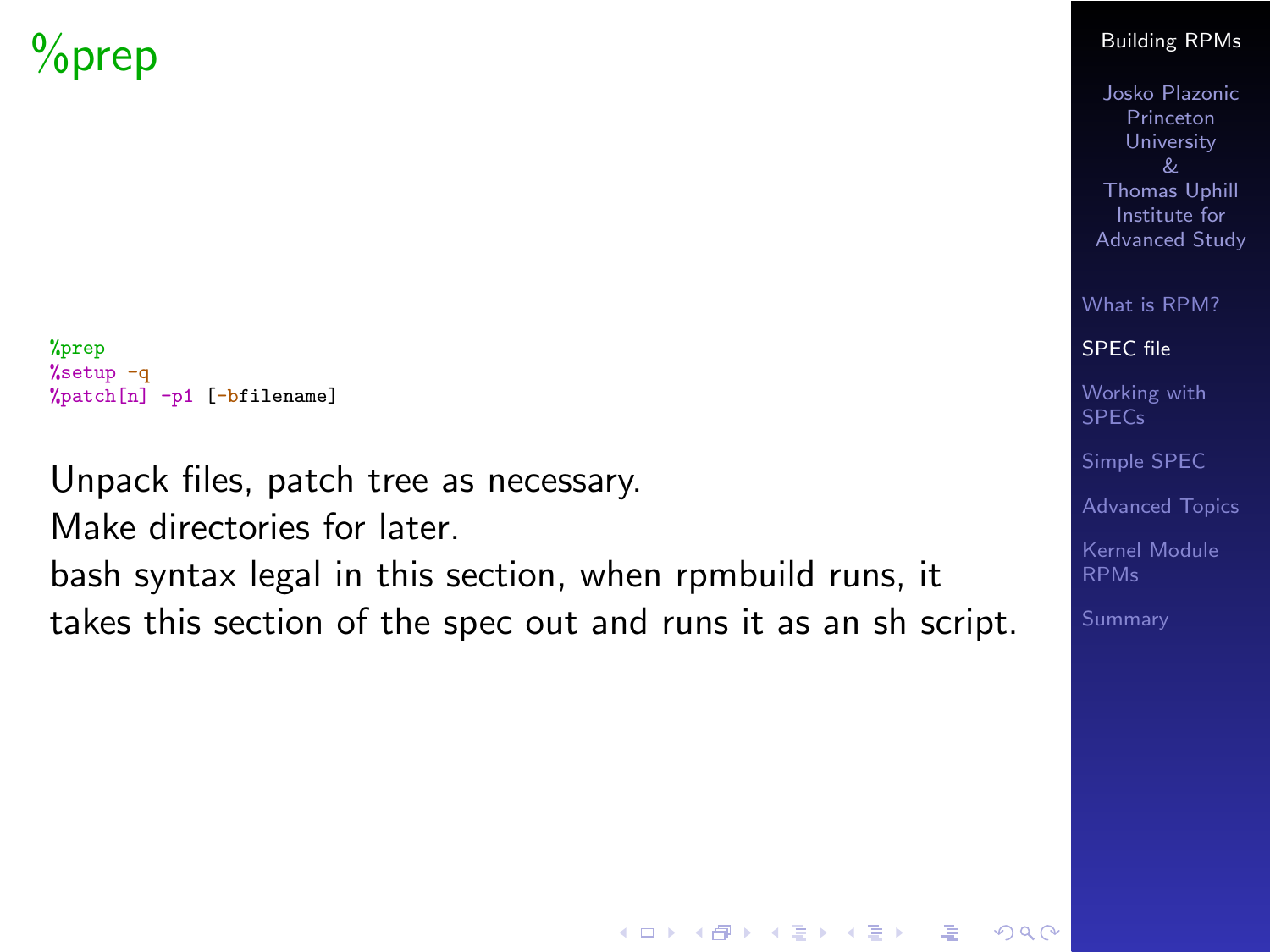# %prep

```
%prep
%setup -q
%patch[n] -p1 [-bfilename]
```

Unpack files, patch tree as necessary.
Make directories for later.
bash syntax legal in this section, when rpmbuild runs, it takes this section of the spec out and runs it as an sh script.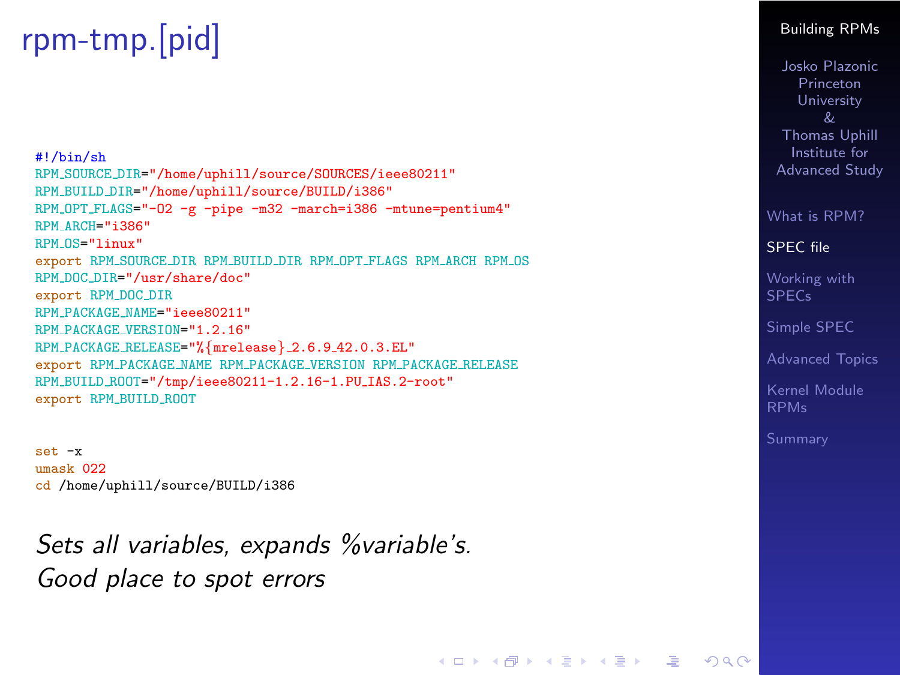# rpm-tmp.[pid]

```
#!/bin/sh
RPM_SOURCE_DIR="/home/uphill/source/SOURCES/ieee80211"
RPM_BUILD_DIR="/home/uphill/source/BUILD/i386"
RPM_OPT_FLAGS="-O2 -g -pipe -m32 -march=i386 -mtune=pentium4"
RPM_ARCH="i386"
RPM_OS="linux"
export RPM_SOURCE_DIR RPM_BUILD_DIR RPM_OPT_FLAGS RPM_ARCH RPM_OS
RPM_DOC_DIR="/usr/share/doc"
export RPM_DOC_DIR
RPM_PACKAGE_NAME="ieee80211"
RPM_PACKAGE_VERSION="1.2.16"
RPM_PACKAGE_RELEASE="%{mrelease}_2.6.9_42.0.3.EL"
export RPM_PACKAGE_NAME RPM_PACKAGE_VERSION RPM_PACKAGE_RELEASE
RPM_BUILD_ROOT="/tmp/ieee80211-1.2.16-1.PU_IAS.2-root"
export RPM_BUILD_ROOT


set -x
umask 022
cd /home/uphill/source/BUILD/i386
```

*Sets all variables, expands %variable's.*
*Good place to spot errors*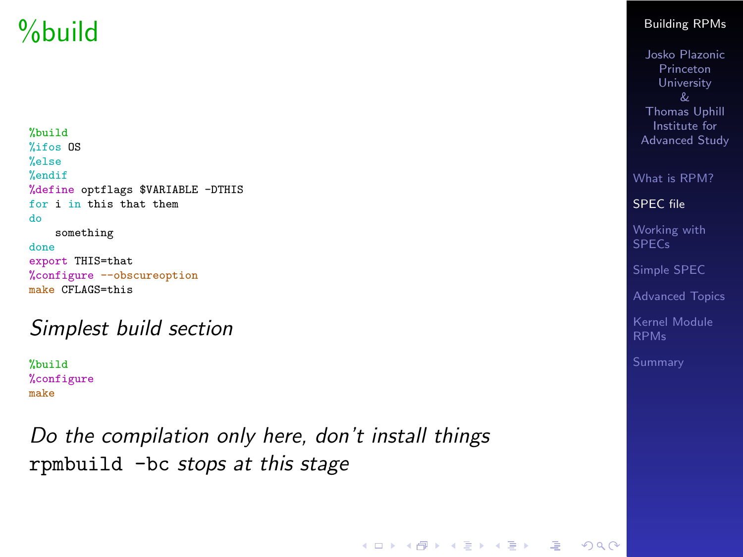# %build

```
%build
%ifos OS
%else
%endif
%define optflags $VARIABLE -DTHIS
for i in this that them
do
    something
done
export THIS=that
%configure --obscureoption
make CFLAGS=this
```

*Simplest build section*

```
%build
%configure
make
```

*Do the compilation only here, don't install things*

`rpmbuild -bc` *stops at this stage*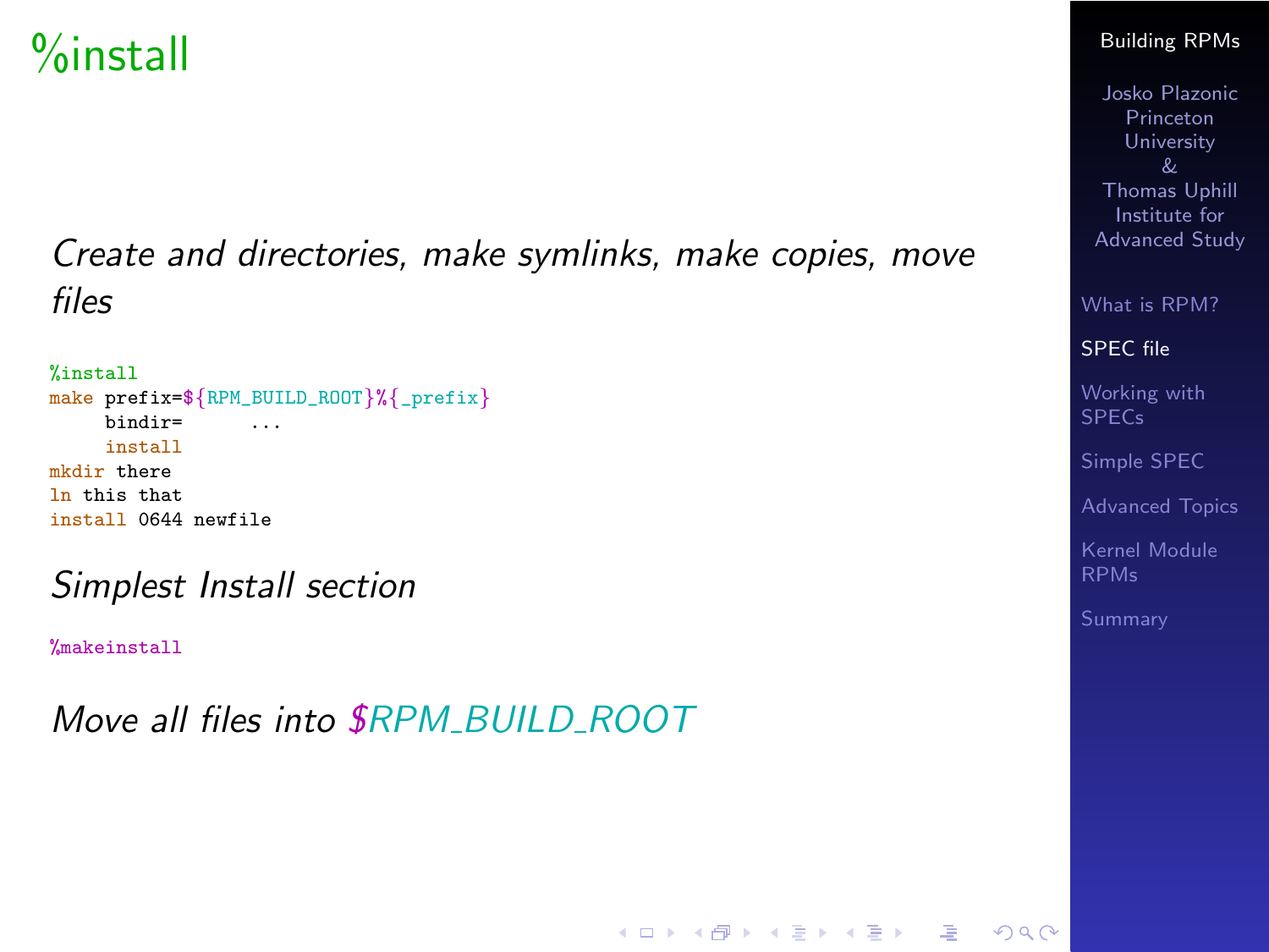# %install

*Create and directories, make symlinks, make copies, move files*

```
%install
make prefix=${RPM_BUILD_ROOT}%{_prefix}
     bindir=      ...
     install
mkdir there
ln this that
install 0644 newfile
```

*Simplest Install section*

```
%makeinstall
```

*Move all files into $RPM_BUILD_ROOT*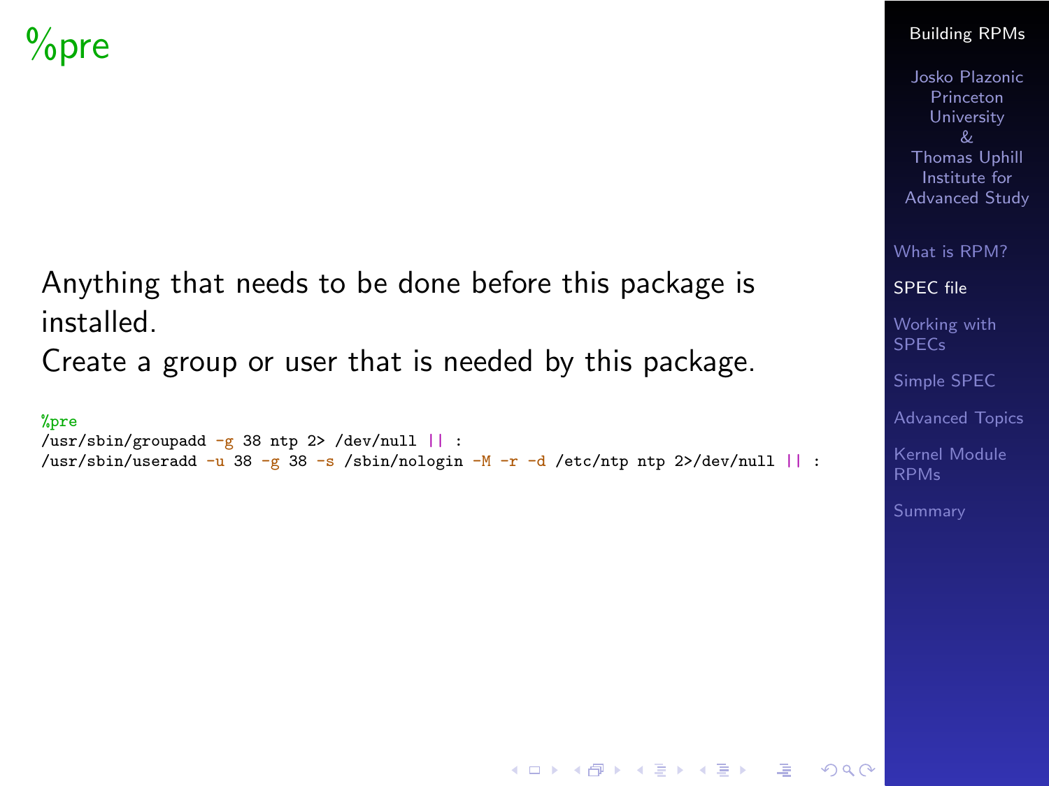# %pre

Anything that needs to be done before this package is installed.
Create a group or user that is needed by this package.

```
%pre
/usr/sbin/groupadd -g 38 ntp 2> /dev/null || :
/usr/sbin/useradd -u 38 -g 38 -s /sbin/nologin -M -r -d /etc/ntp ntp 2>/dev/null || :
```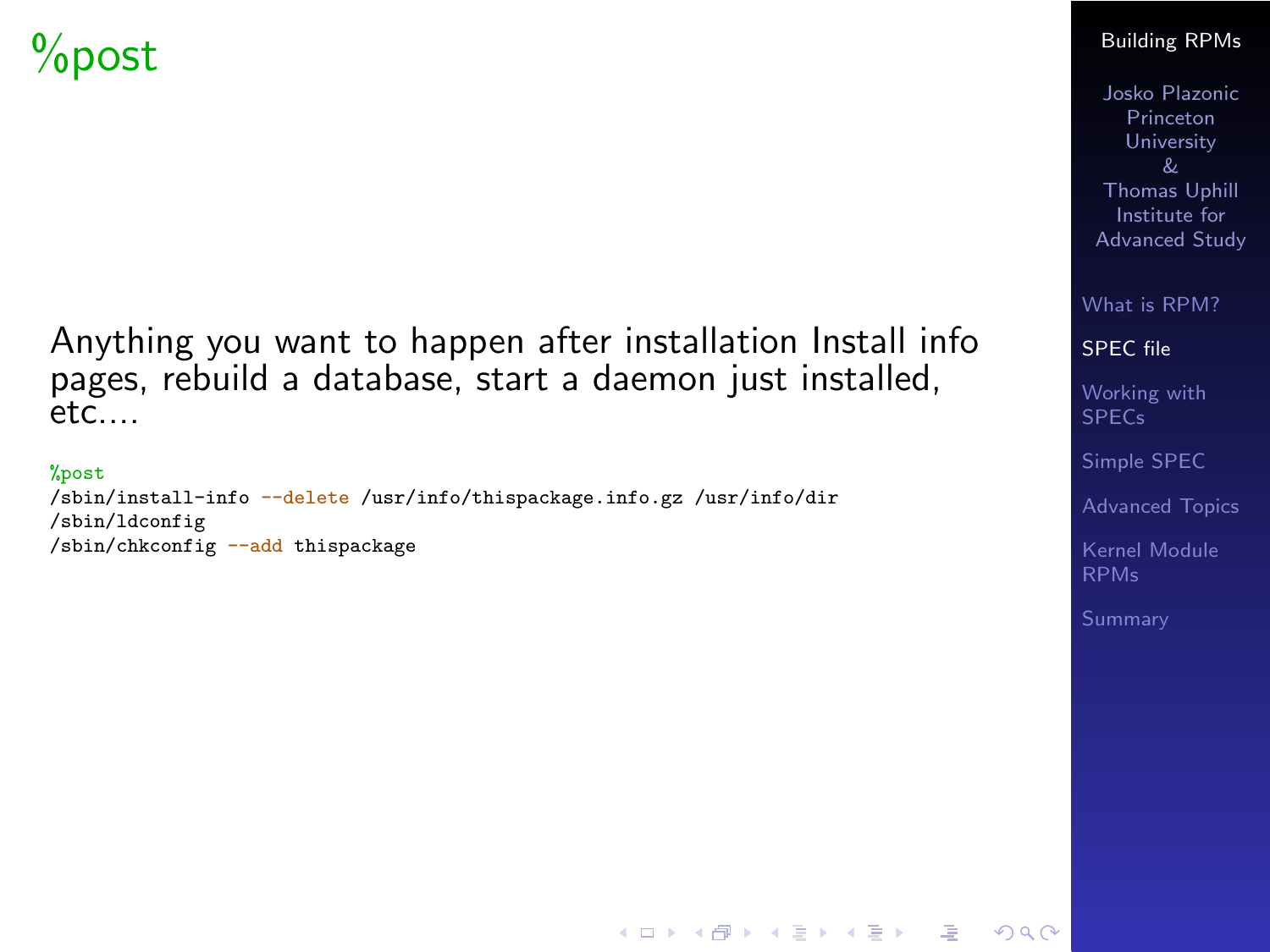# %post

Anything you want to happen after installation Install info pages, rebuild a database, start a daemon just installed, etc....

```
%post
/sbin/install-info --delete /usr/info/thispackage.info.gz /usr/info/dir
/sbin/ldconfig
/sbin/chkconfig --add thispackage
```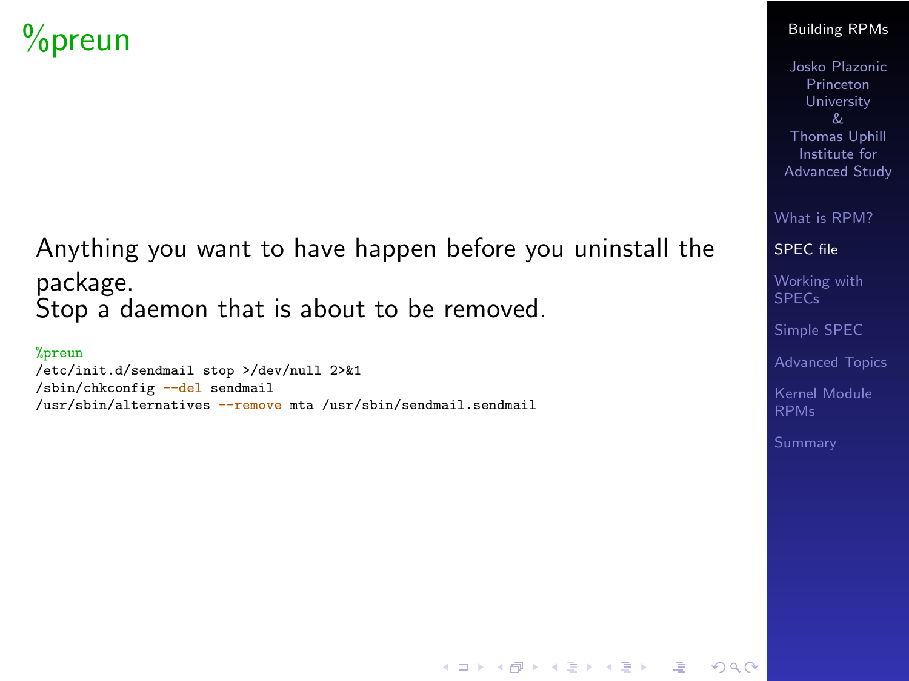# %preun

Anything you want to have happen before you uninstall the package.
Stop a daemon that is about to be removed.

```
%preun
/etc/init.d/sendmail stop >/dev/null 2>&1
/sbin/chkconfig --del sendmail
/usr/sbin/alternatives --remove mta /usr/sbin/sendmail.sendmail
```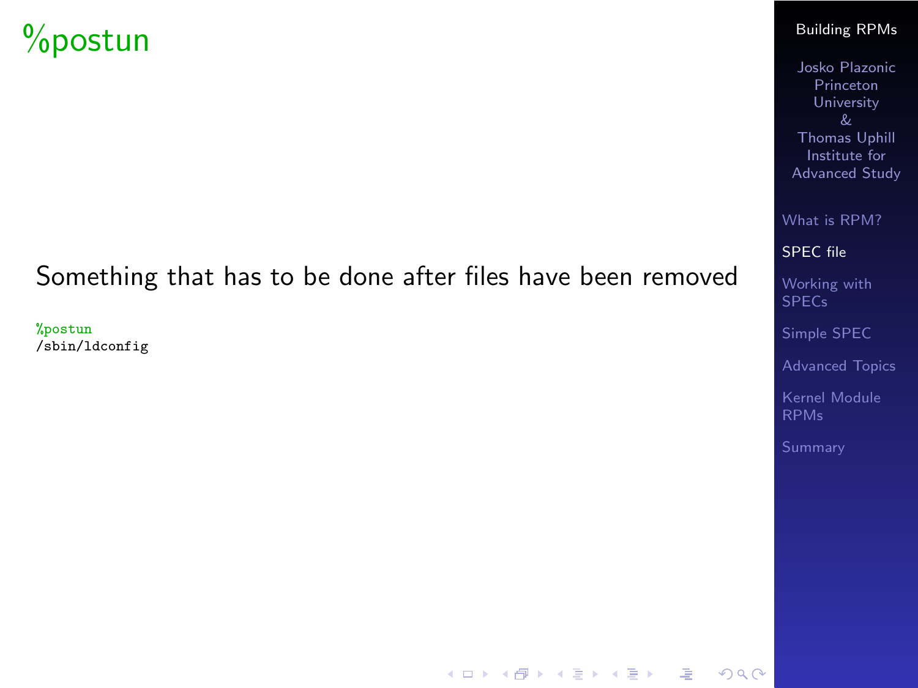# %postun

Something that has to be done after files have been removed

```
%postun
/sbin/ldconfig
```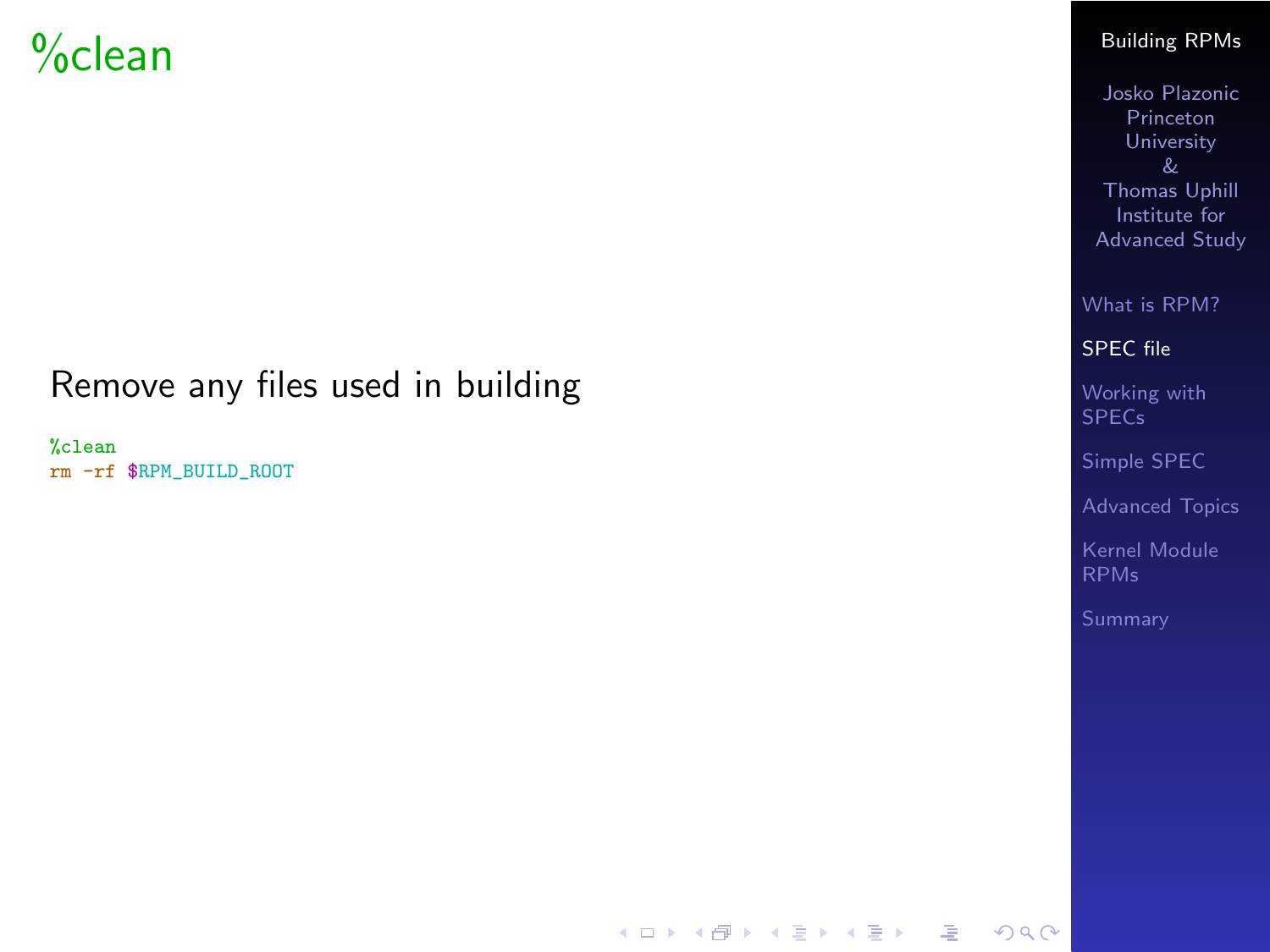# %clean

Remove any files used in building

```
%clean
rm -rf $RPM_BUILD_ROOT
```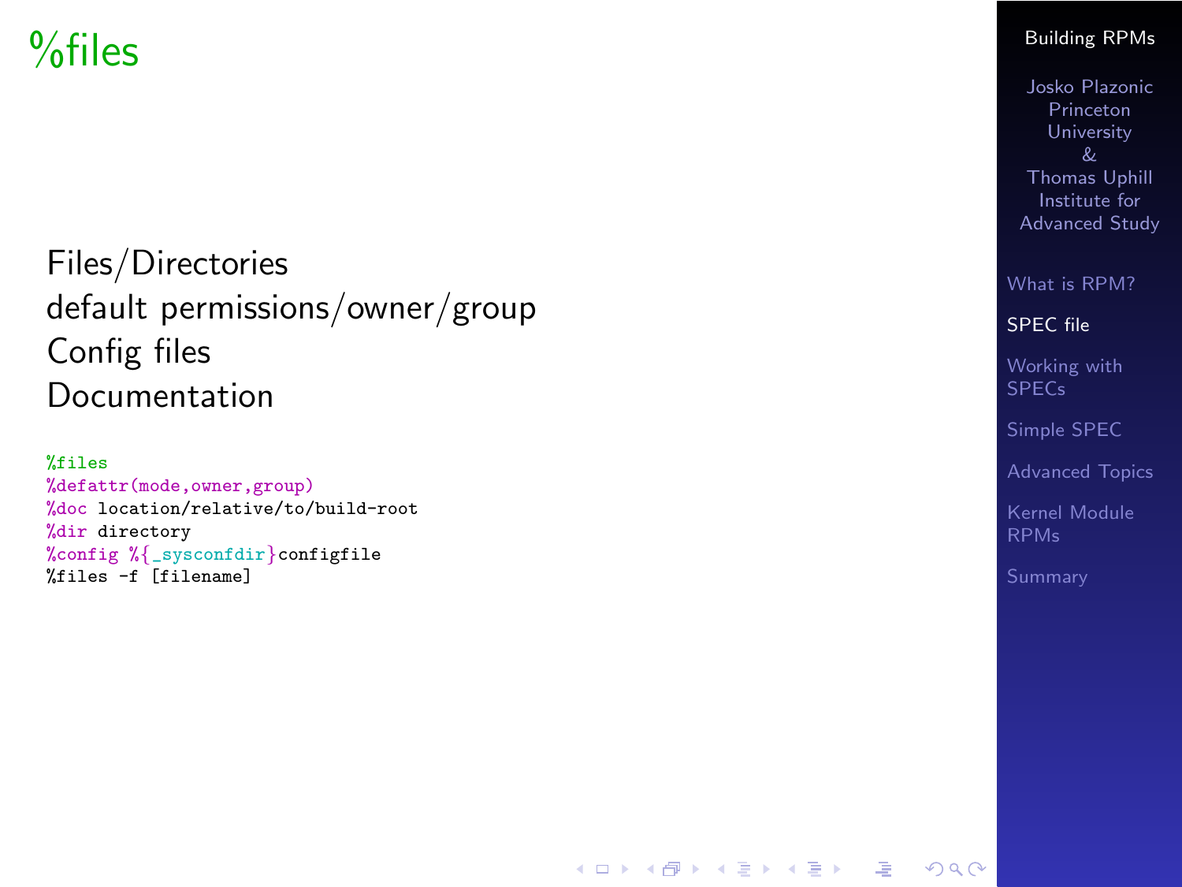# %files

Files/Directories
default permissions/owner/group
Config files
Documentation

```
%files
%defattr(mode,owner,group)
%doc location/relative/to/build-root
%dir directory
%config %{_sysconfdir}configfile
%files -f [filename]
```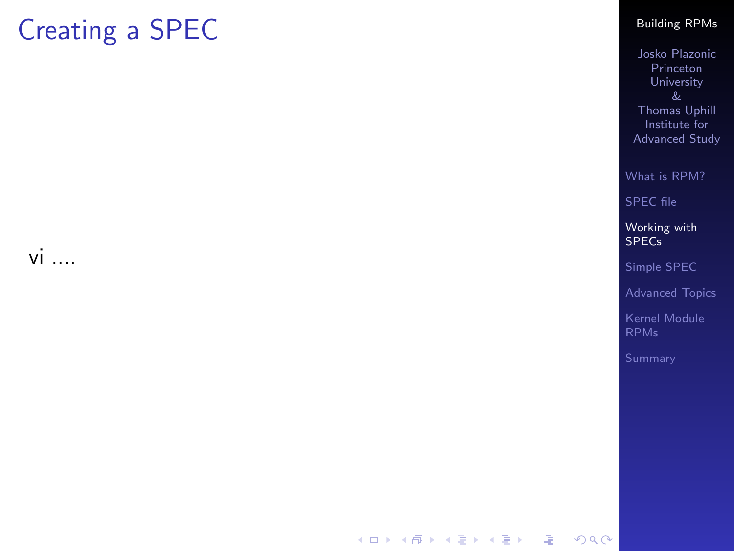# Creating a SPEC

vi ....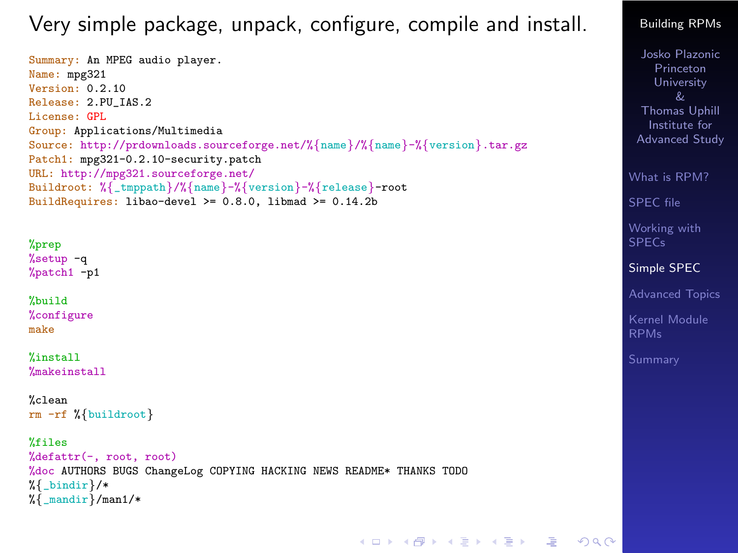# Very simple package, unpack, configure, compile and install.

```
Summary: An MPEG audio player.
Name: mpg321
Version: 0.2.10
Release: 2.PU_IAS.2
License: GPL
Group: Applications/Multimedia
Source: http://prdownloads.sourceforge.net/%{name}/%{name}-%{version}.tar.gz
Patch1: mpg321-0.2.10-security.patch
URL: http://mpg321.sourceforge.net/
Buildroot: %{_tmppath}/%{name}-%{version}-%{release}-root
BuildRequires: libao-devel >= 0.8.0, libmad >= 0.14.2b


%prep
%setup -q
%patch1 -p1

%build
%configure
make

%install
%makeinstall

%clean
rm -rf %{buildroot}

%files
%defattr(-, root, root)
%doc AUTHORS BUGS ChangeLog COPYING HACKING NEWS README* THANKS TODO
%{_bindir}/*
%{_mandir}/man1/*
```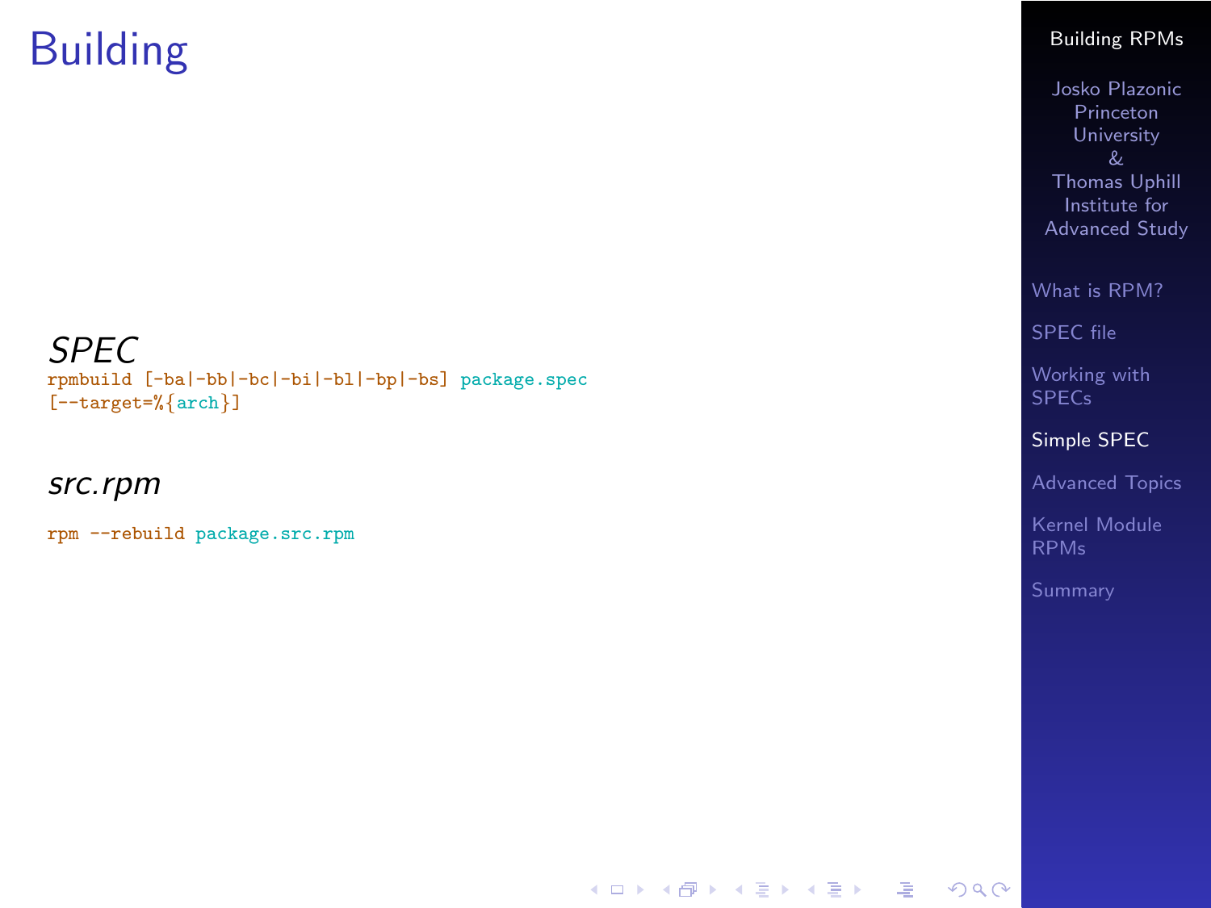# Building

### *SPEC*

```
rpmbuild [-ba|-bb|-bc|-bi|-bl|-bp|-bs] package.spec
[--target=%{arch}]
```

### *src.rpm*

```
rpm --rebuild package.src.rpm
```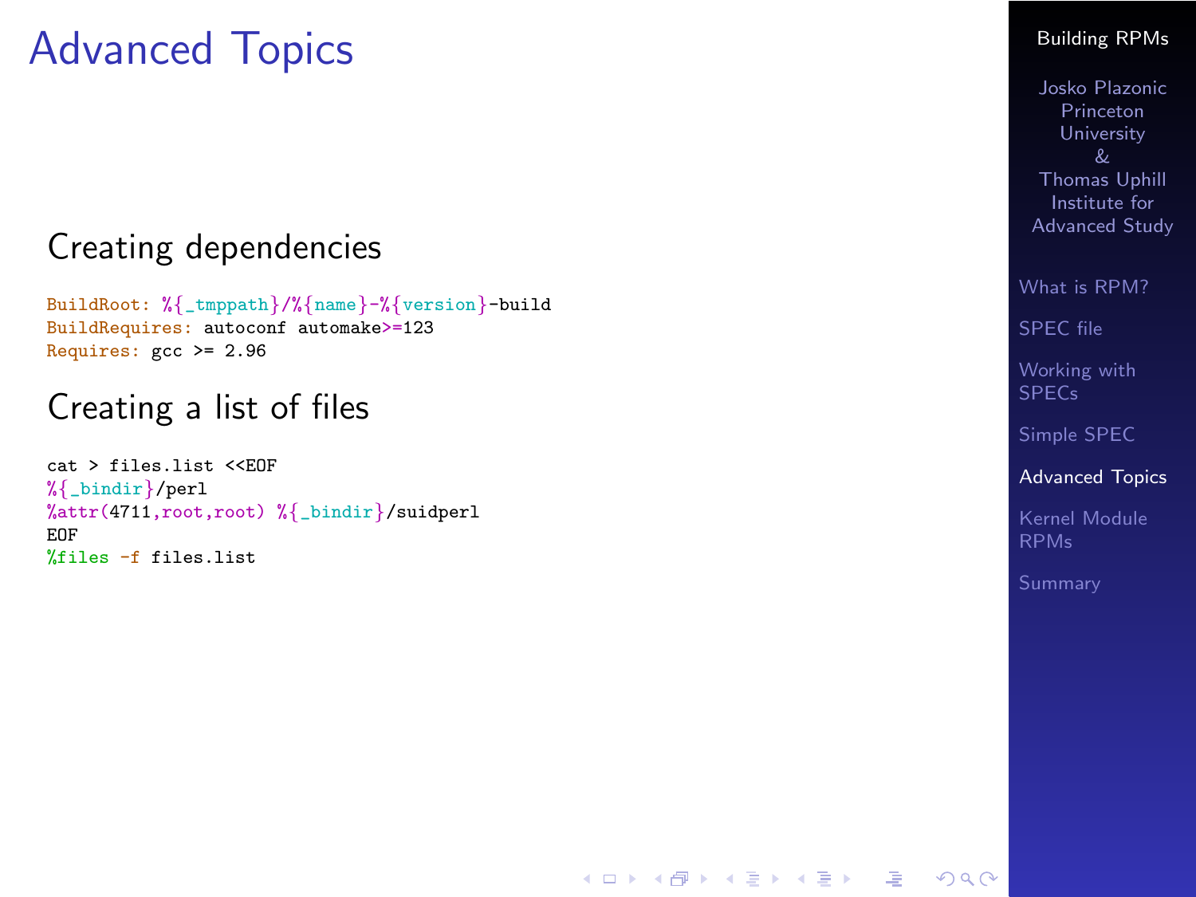# Advanced Topics

## Creating dependencies

```
BuildRoot: %{_tmppath}/%{name}-%{version}-build
BuildRequires: autoconf automake>=123
Requires: gcc >= 2.96
```

## Creating a list of files

```
cat > files.list <<EOF
%{_bindir}/perl
%attr(4711,root,root) %{_bindir}/suidperl
EOF
%files -f files.list
```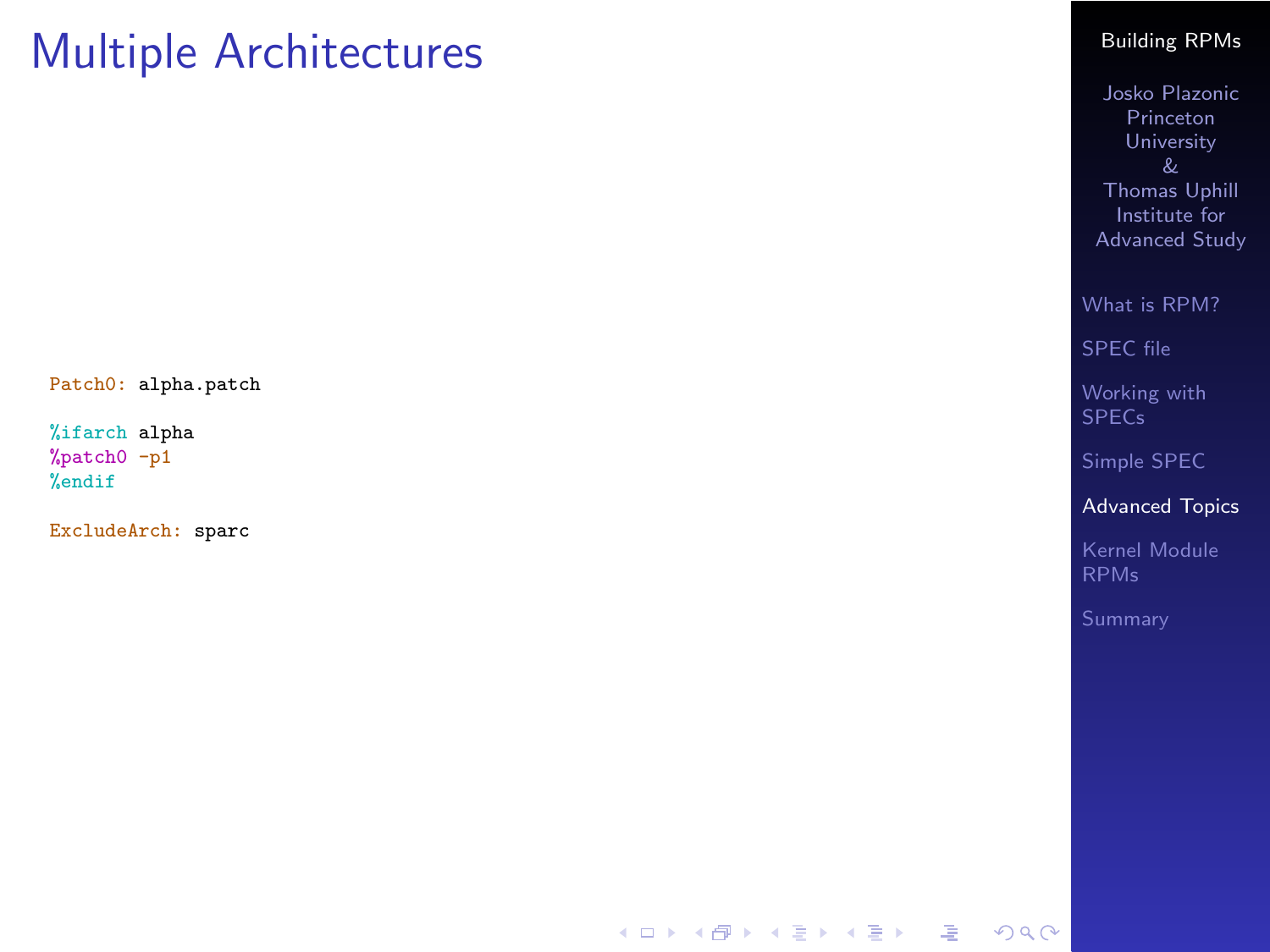# Multiple Architectures

```
Patch0: alpha.patch

%ifarch alpha
%patch0 -p1
%endif

ExcludeArch: sparc
```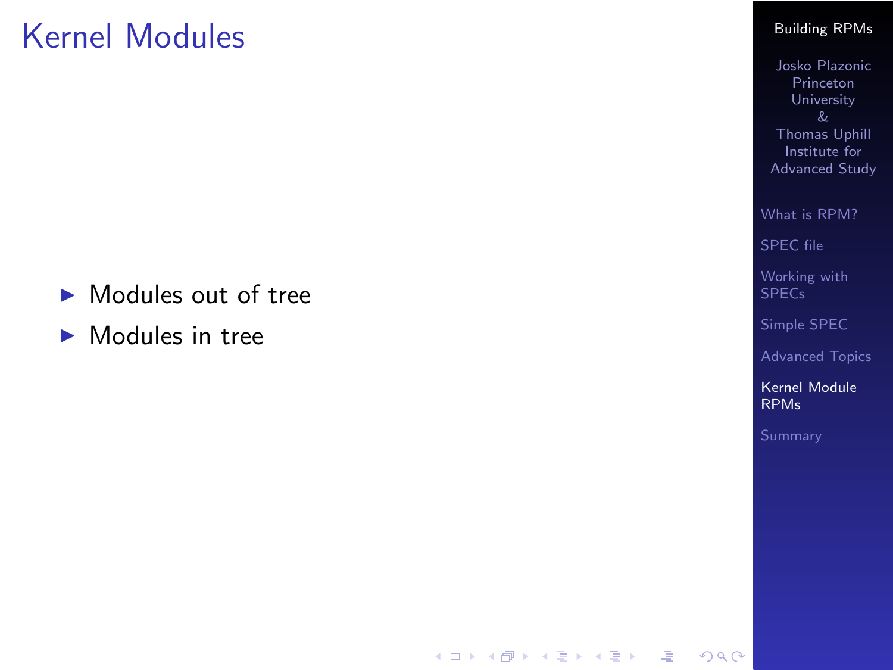# Kernel Modules

- Modules out of tree
- Modules in tree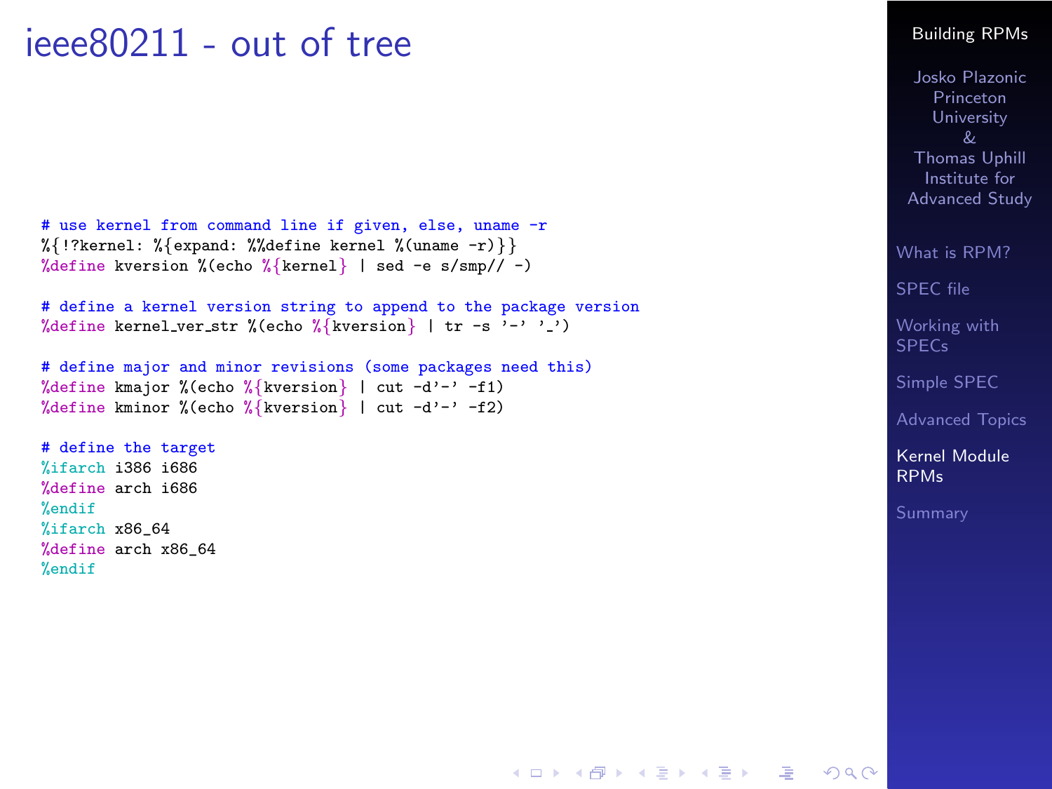# ieee80211 - out of tree

```
# use kernel from command line if given, else, uname -r
%{!?kernel: %{expand: %%define kernel %(uname -r)}}
%define kversion %(echo %{kernel} | sed -e s/smp// -)

# define a kernel version string to append to the package version
%define kernel_ver_str %(echo %{kversion} | tr -s '-' '_')

# define major and minor revisions (some packages need this)
%define kmajor %(echo %{kversion} | cut -d'-' -f1)
%define kminor %(echo %{kversion} | cut -d'-' -f2)

# define the target
%ifarch i386 i686
%define arch i686
%endif
%ifarch x86_64
%define arch x86_64
%endif
```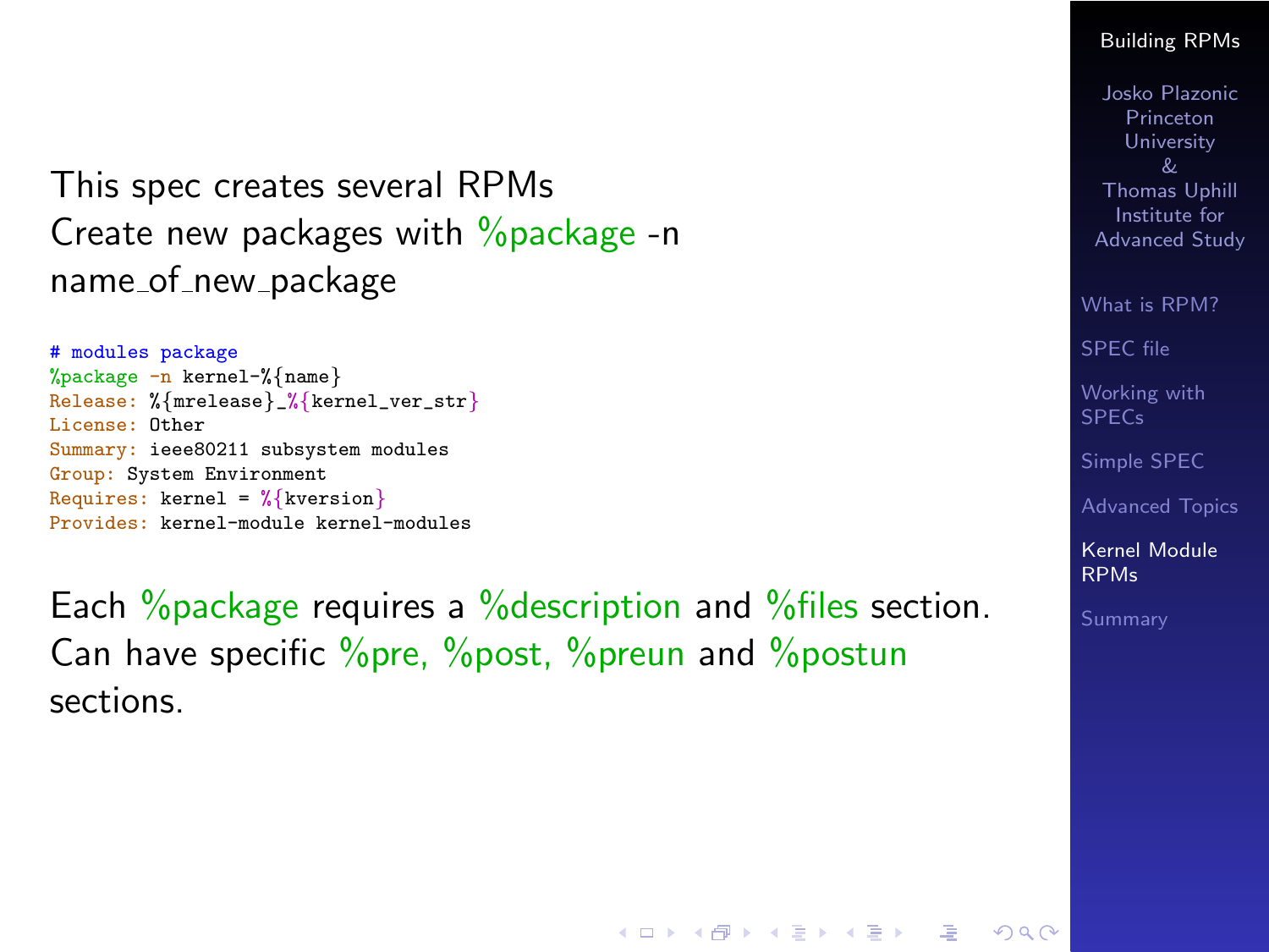This spec creates several RPMs
Create new packages with %package -n name_of_new_package

```
# modules package
%package -n kernel-%{name}
Release: %{mrelease}_%{kernel_ver_str}
License: Other
Summary: ieee80211 subsystem modules
Group: System Environment
Requires: kernel = %{kversion}
Provides: kernel-module kernel-modules
```

Each %package requires a %description and %files section.
Can have specific %pre, %post, %preun and %postun sections.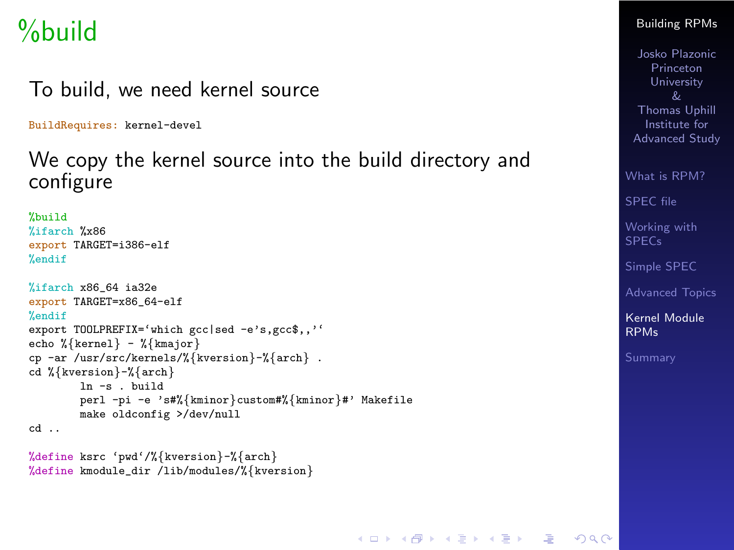# %build

To build, we need kernel source

```
BuildRequires: kernel-devel
```

We copy the kernel source into the build directory and configure

```
%build
%ifarch %x86
export TARGET=i386-elf
%endif

%ifarch x86_64 ia32e
export TARGET=x86_64-elf
%endif
export TOOLPREFIX=`which gcc|sed -e's,gcc$,,'`
echo %{kernel} - %{kmajor}
cp -ar /usr/src/kernels/%{kversion}-%{arch} .
cd %{kversion}-%{arch}
        ln -s . build
        perl -pi -e 's#%{kminor}custom#%{kminor}#' Makefile
        make oldconfig >/dev/null
cd ..

%define ksrc `pwd`/%{kversion}-%{arch}
%define kmodule_dir /lib/modules/%{kversion}
```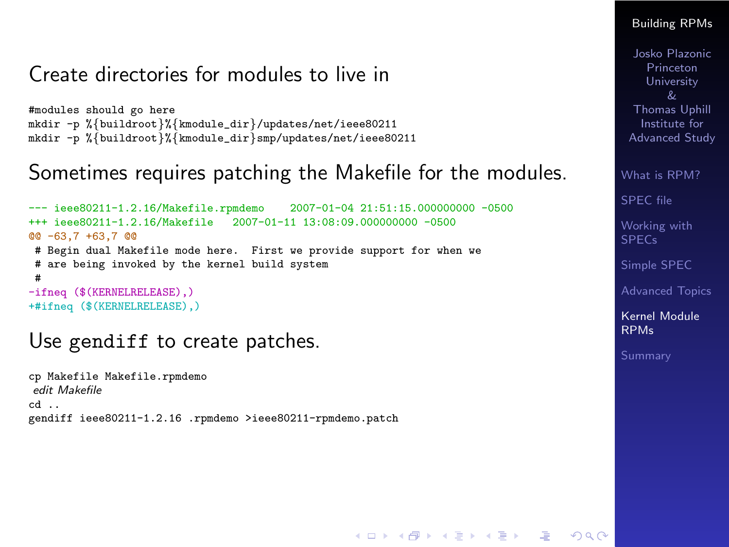## Create directories for modules to live in

```
#modules should go here
mkdir -p %{buildroot}%{kmodule_dir}/updates/net/ieee80211
mkdir -p %{buildroot}%{kmodule_dir}smp/updates/net/ieee80211
```

## Sometimes requires patching the Makefile for the modules.

```
--- ieee80211-1.2.16/Makefile.rpmdemo    2007-01-04 21:51:15.000000000 -0500
+++ ieee80211-1.2.16/Makefile   2007-01-11 13:08:09.000000000 -0500
@@ -63,7 +63,7 @@
 # Begin dual Makefile mode here.  First we provide support for when we
 # are being invoked by the kernel build system
 #
-ifneq ($(KERNELRELEASE),)
+#ifneq ($(KERNELRELEASE),)
```

## Use gendiff to create patches.

```
cp Makefile Makefile.rpmdemo
 edit Makefile
cd ..
gendiff ieee80211-1.2.16 .rpmdemo >ieee80211-rpmdemo.patch
```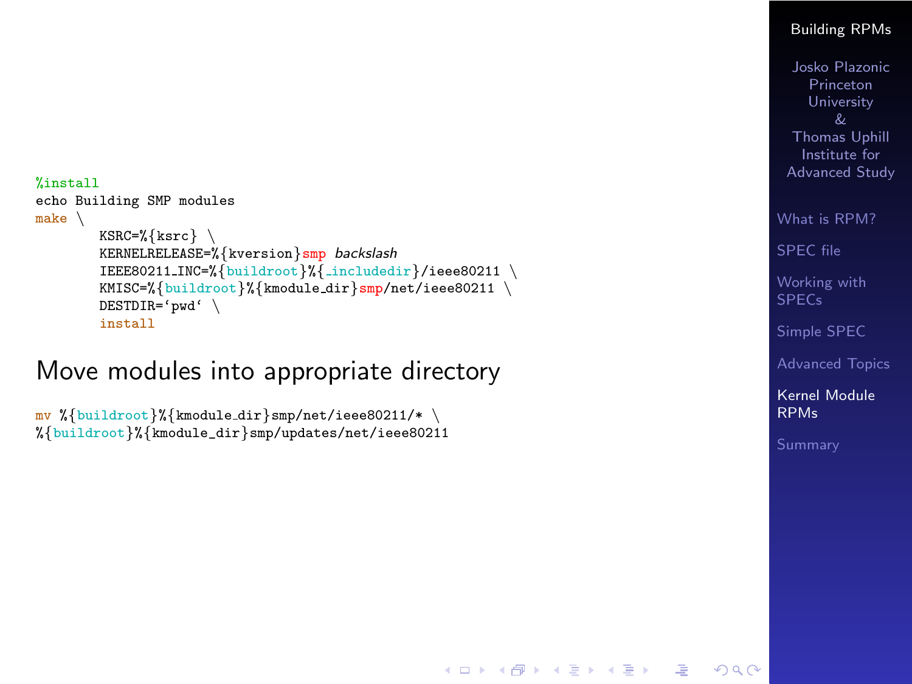```
%install
echo Building SMP modules
make \
       KSRC=%{ksrc} \
       KERNELRELEASE=%{kversion}smp backslash
       IEEE80211_INC=%{buildroot}%{_includedir}/ieee80211 \
       KMISC=%{buildroot}%{kmodule_dir}smp/net/ieee80211 \
       DESTDIR=`pwd` \
       install
```

## Move modules into appropriate directory

```
mv %{buildroot}%{kmodule_dir}smp/net/ieee80211/* \
%{buildroot}%{kmodule_dir}smp/updates/net/ieee80211
```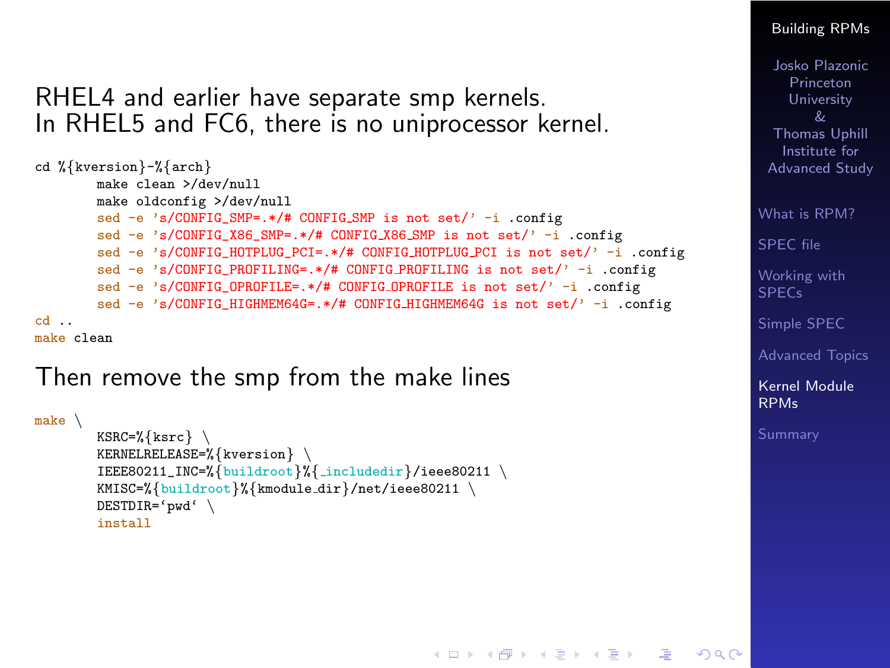RHEL4 and earlier have separate smp kernels.
In RHEL5 and FC6, there is no uniprocessor kernel.

```
cd %{kversion}-%{arch}
        make clean >/dev/null
        make oldconfig >/dev/null
        sed -e 's/CONFIG_SMP=.*/# CONFIG_SMP is not set/' -i .config
        sed -e 's/CONFIG_X86_SMP=.*/# CONFIG_X86_SMP is not set/' -i .config
        sed -e 's/CONFIG_HOTPLUG_PCI=.*/# CONFIG_HOTPLUG_PCI is not set/' -i .config
        sed -e 's/CONFIG_PROFILING=.*/# CONFIG_PROFILING is not set/' -i .config
        sed -e 's/CONFIG_OPROFILE=.*/# CONFIG_OPROFILE is not set/' -i .config
        sed -e 's/CONFIG_HIGHMEM64G=.*/# CONFIG_HIGHMEM64G is not set/' -i .config
cd ..
make clean
```

Then remove the smp from the make lines

```
make \
        KSRC=%{ksrc} \
        KERNELRELEASE=%{kversion} \
        IEEE80211_INC=%{buildroot}%{_includedir}/ieee80211 \
        KMISC=%{buildroot}%{kmodule_dir}/net/ieee80211 \
        DESTDIR=`pwd` \
        install
```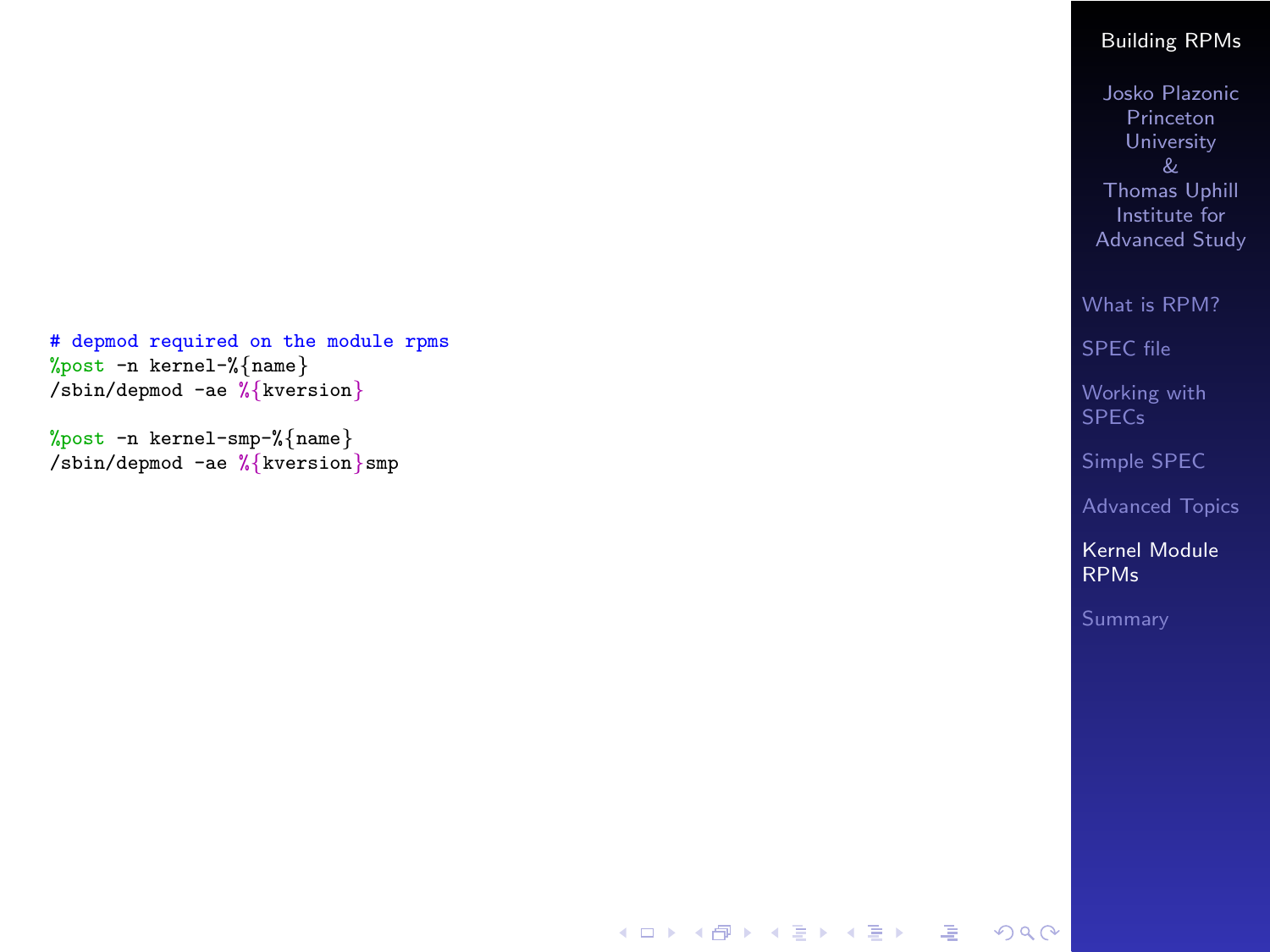```
# depmod required on the module rpms
%post -n kernel-%{name}
/sbin/depmod -ae %{kversion}

%post -n kernel-smp-%{name}
/sbin/depmod -ae %{kversion}smp
```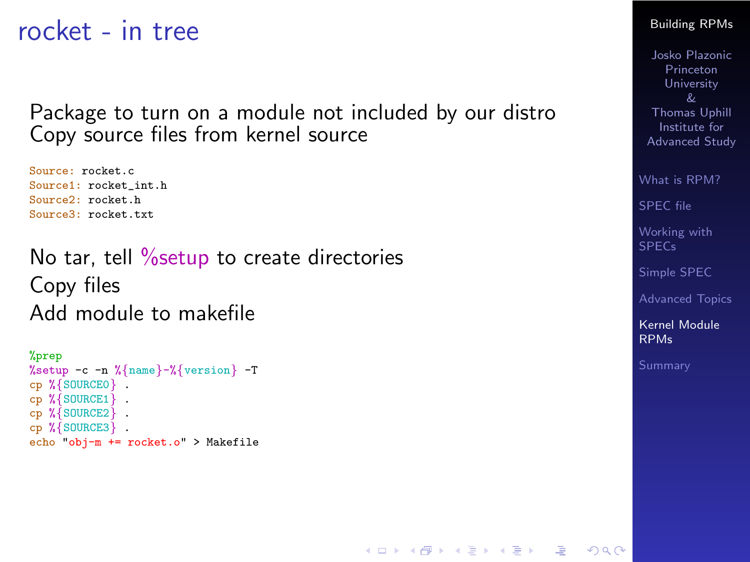# rocket - in tree

Package to turn on a module not included by our distro
Copy source files from kernel source

```
Source: rocket.c
Source1: rocket_int.h
Source2: rocket.h
Source3: rocket.txt
```

No tar, tell %setup to create directories
Copy files
Add module to makefile

```
%prep
%setup -c -n %{name}-%{version} -T
cp %{SOURCE0} .
cp %{SOURCE1} .
cp %{SOURCE2} .
cp %{SOURCE3} .
echo "obj-m += rocket.o" > Makefile
```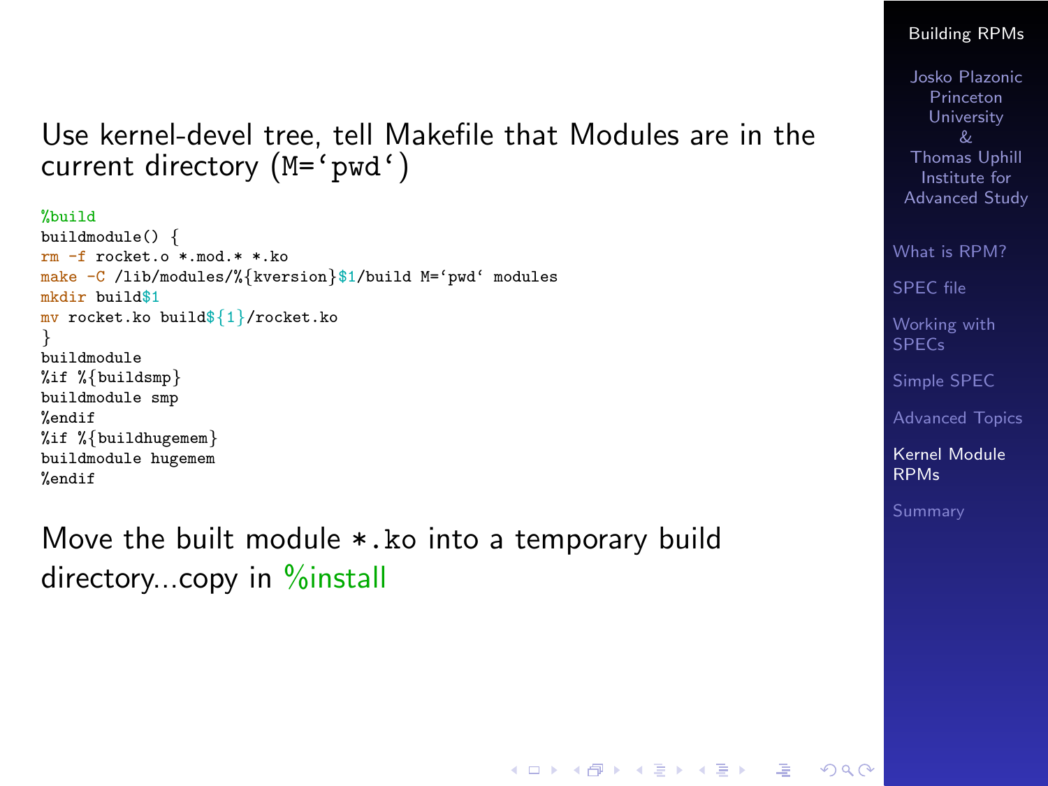Use kernel-devel tree, tell Makefile that Modules are in the current directory (`` M=`pwd` ``)

```
%build
buildmodule() {
rm -f rocket.o *.mod.* *.ko
make -C /lib/modules/%{kversion}$1/build M=`pwd` modules
mkdir build$1
mv rocket.ko build${1}/rocket.ko
}
buildmodule
%if %{buildsmp}
buildmodule smp
%endif
%if %{buildhugemem}
buildmodule hugemem
%endif
```

Move the built module `*.ko` into a temporary build directory...copy in %install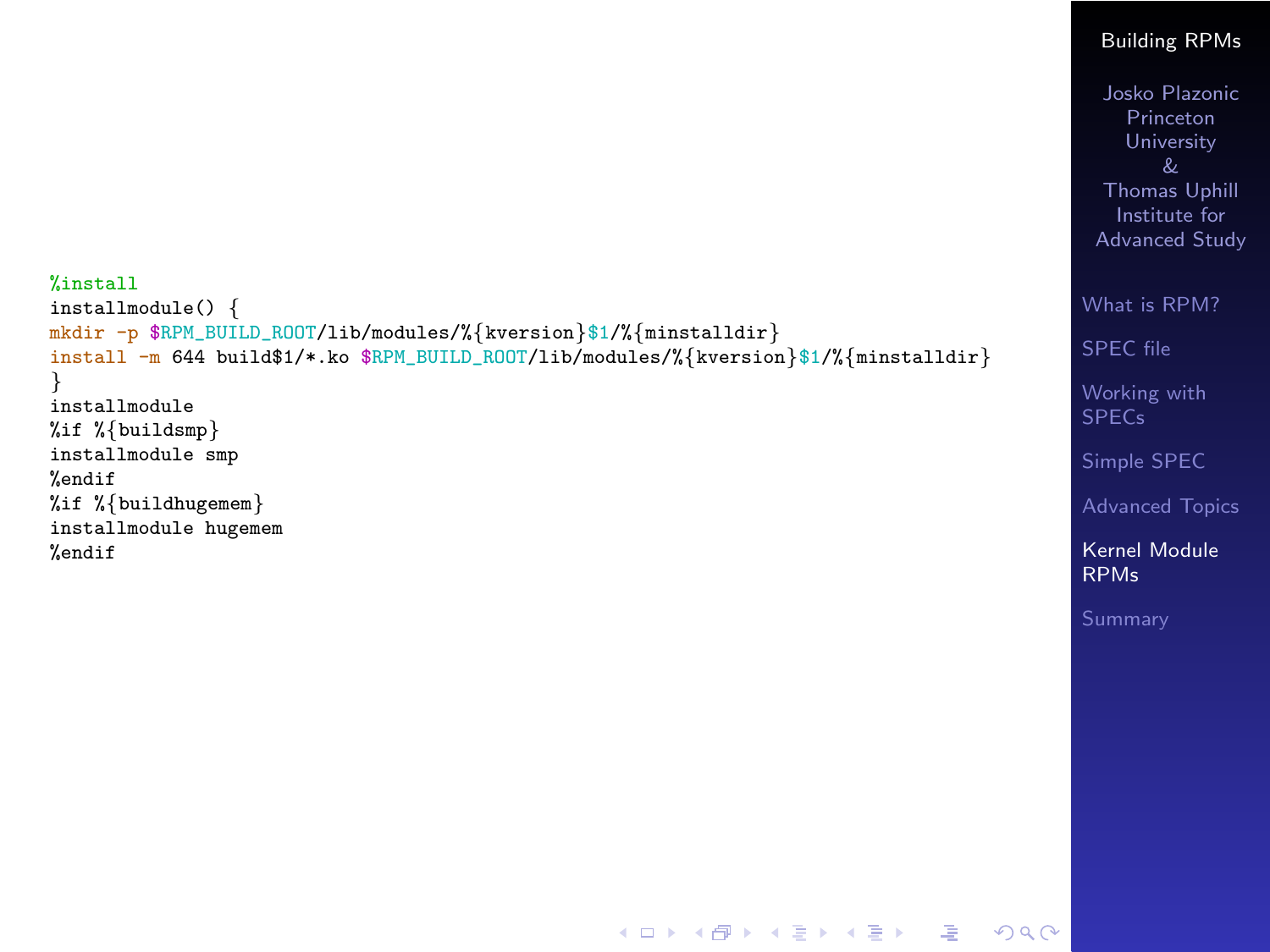```
%install
installmodule() {
mkdir -p $RPM_BUILD_ROOT/lib/modules/%{kversion}$1/%{minstalldir}
install -m 644 build$1/*.ko $RPM_BUILD_ROOT/lib/modules/%{kversion}$1/%{minstalldir}
}
installmodule
%if %{buildsmp}
installmodule smp
%endif
%if %{buildhugemem}
installmodule hugemem
%endif
```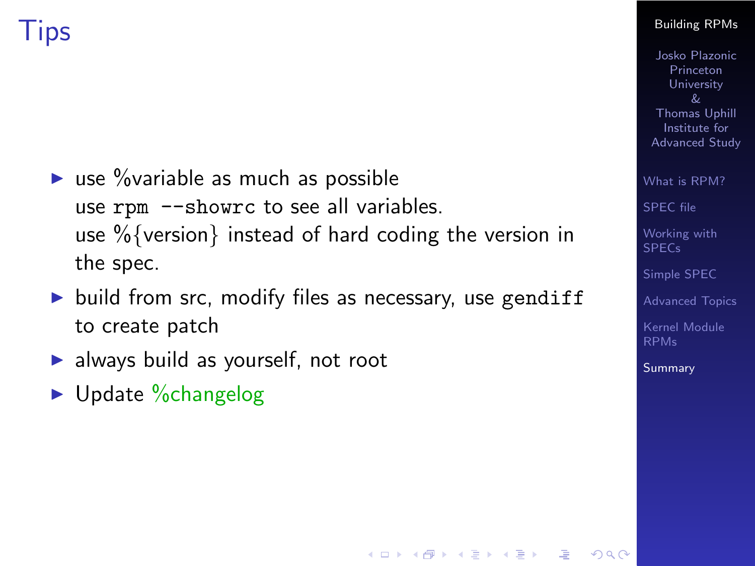# Tips

- use %variable as much as possible
  use `rpm --showrc` to see all variables.
  use %{version} instead of hard coding the version in the spec.
- build from src, modify files as necessary, use `gendiff` to create patch
- always build as yourself, not root
- Update %changelog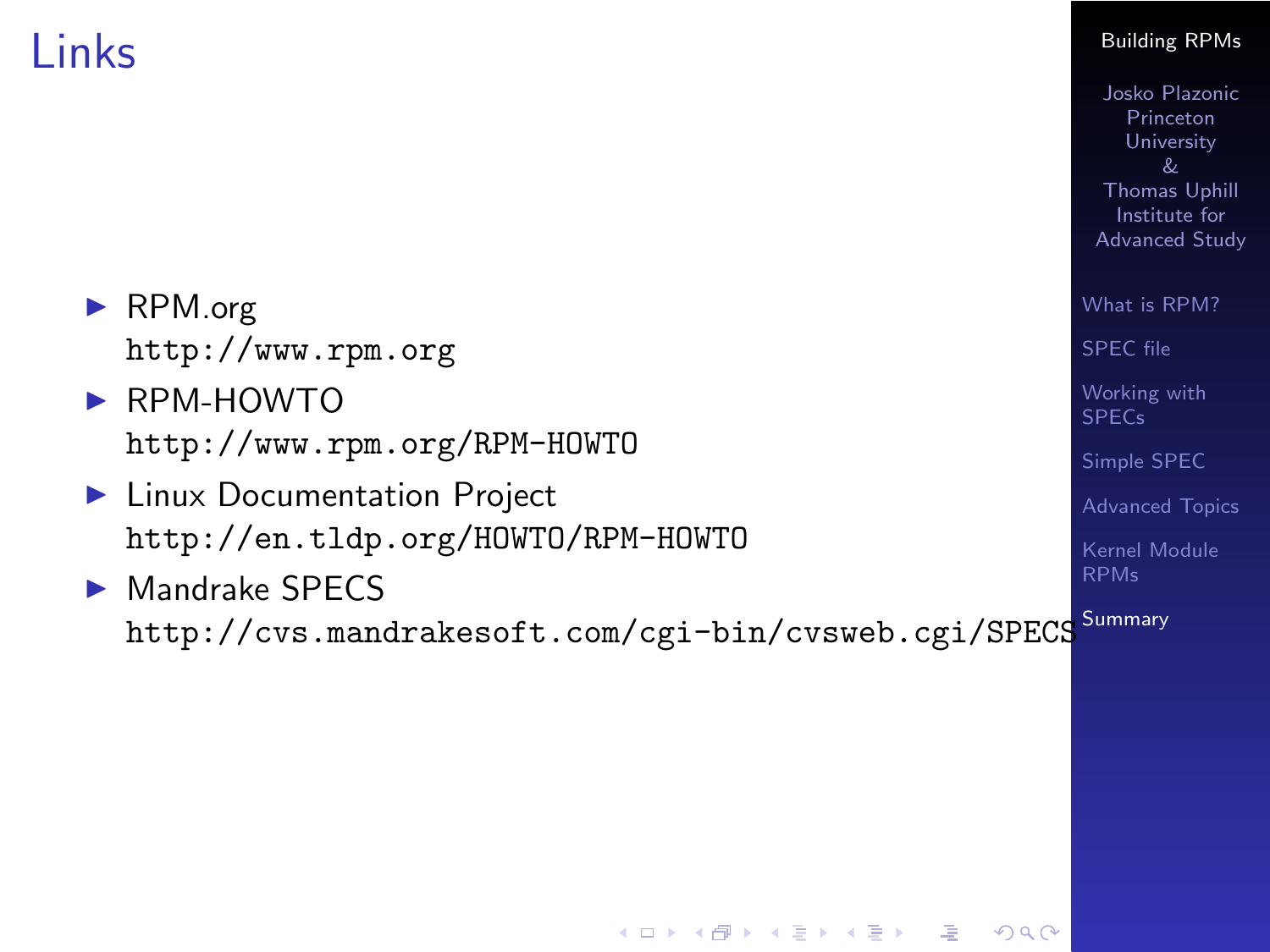# Links

- RPM.org
  `http://www.rpm.org`
- RPM-HOWTO
  `http://www.rpm.org/RPM-HOWTO`
- Linux Documentation Project
  `http://en.tldp.org/HOWTO/RPM-HOWTO`
- Mandrake SPECS
  `http://cvs.mandrakesoft.com/cgi-bin/cvsweb.cgi/SPECS`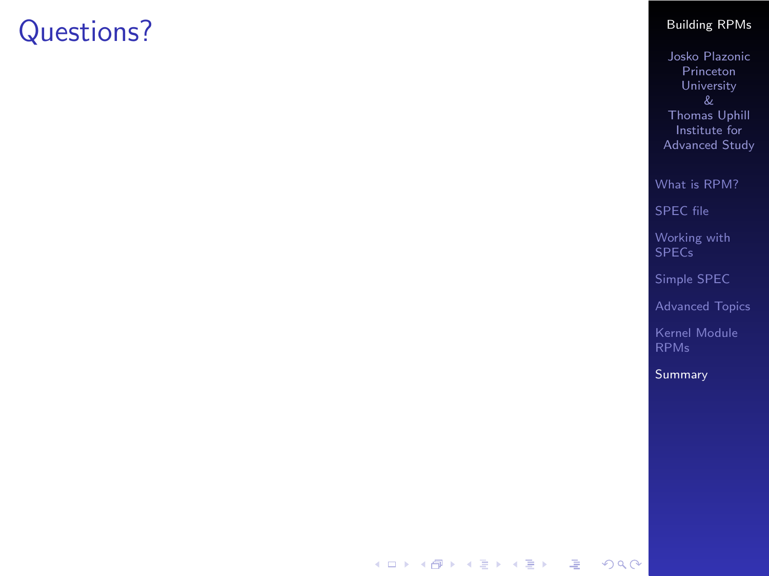# Questions?